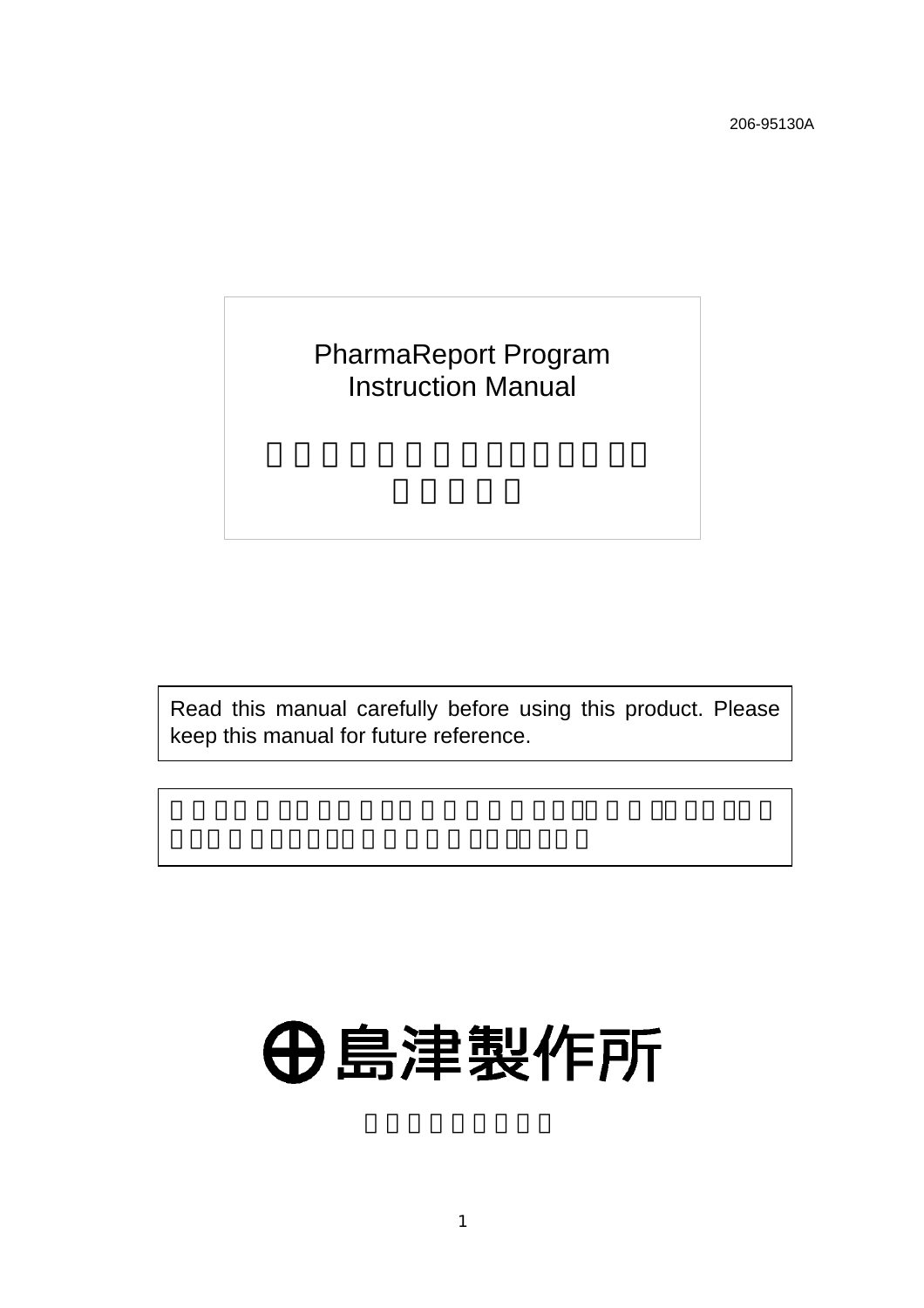206-95130A

# PharmaReport Program
# Instruction Manual

Read this manual carefully before using this product. Please keep this manual for future reference.

島津製作所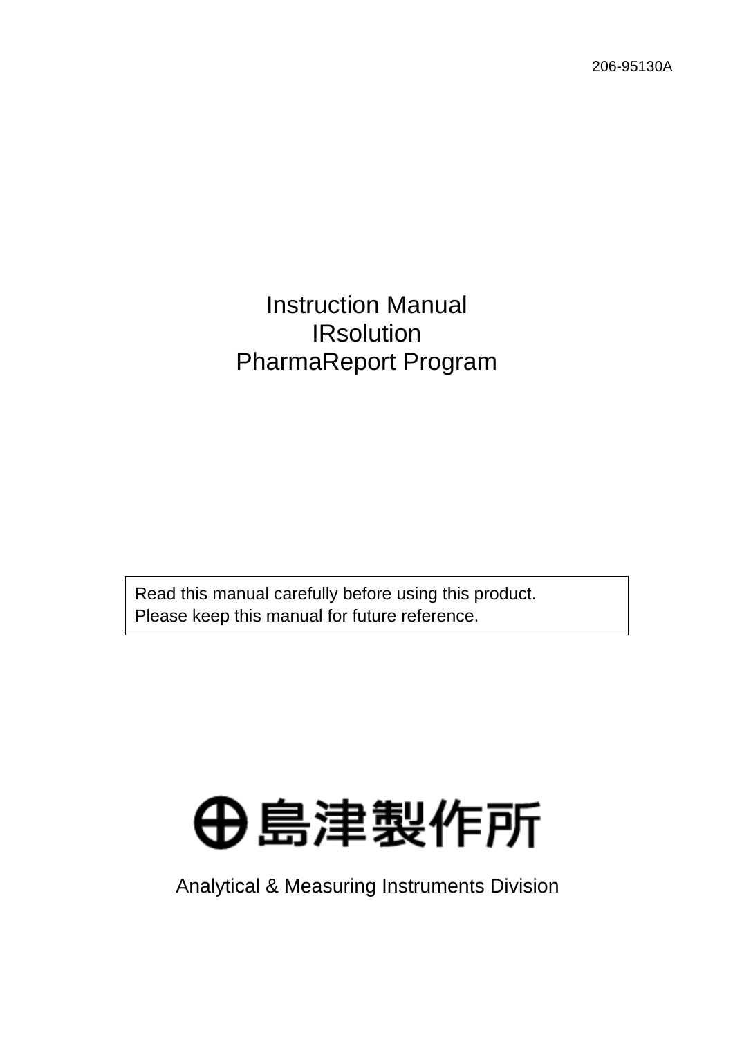206-95130A

# Instruction Manual
# IRsolution
# PharmaReport Program

Read this manual carefully before using this product.
Please keep this manual for future reference.

島津製作所

Analytical & Measuring Instruments Division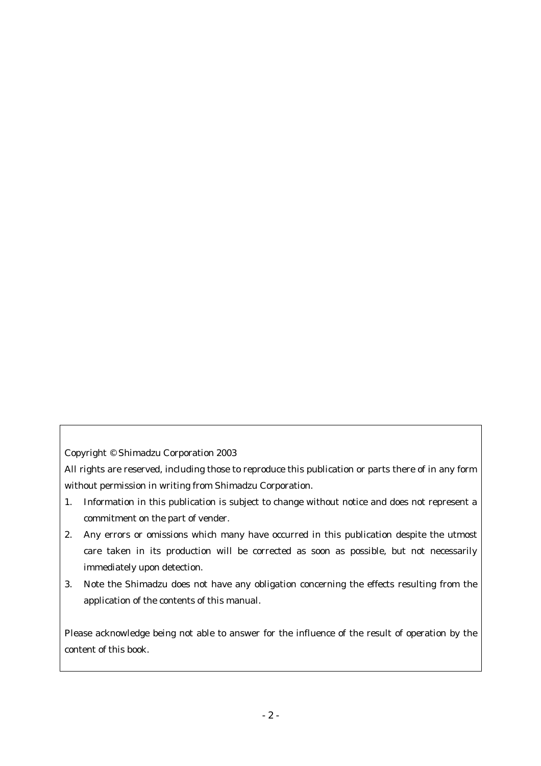Copyright © Shimadzu Corporation 2003

All rights are reserved, including those to reproduce this publication or parts there of in any form without permission in writing from Shimadzu Corporation.

1. Information in this publication is subject to change without notice and does not represent a commitment on the part of vender.
2. Any errors or omissions which many have occurred in this publication despite the utmost care taken in its production will be corrected as soon as possible, but not necessarily immediately upon detection.
3. Note the Shimadzu does not have any obligation concerning the effects resulting from the application of the contents of this manual.

Please acknowledge being not able to answer for the influence of the result of operation by the content of this book.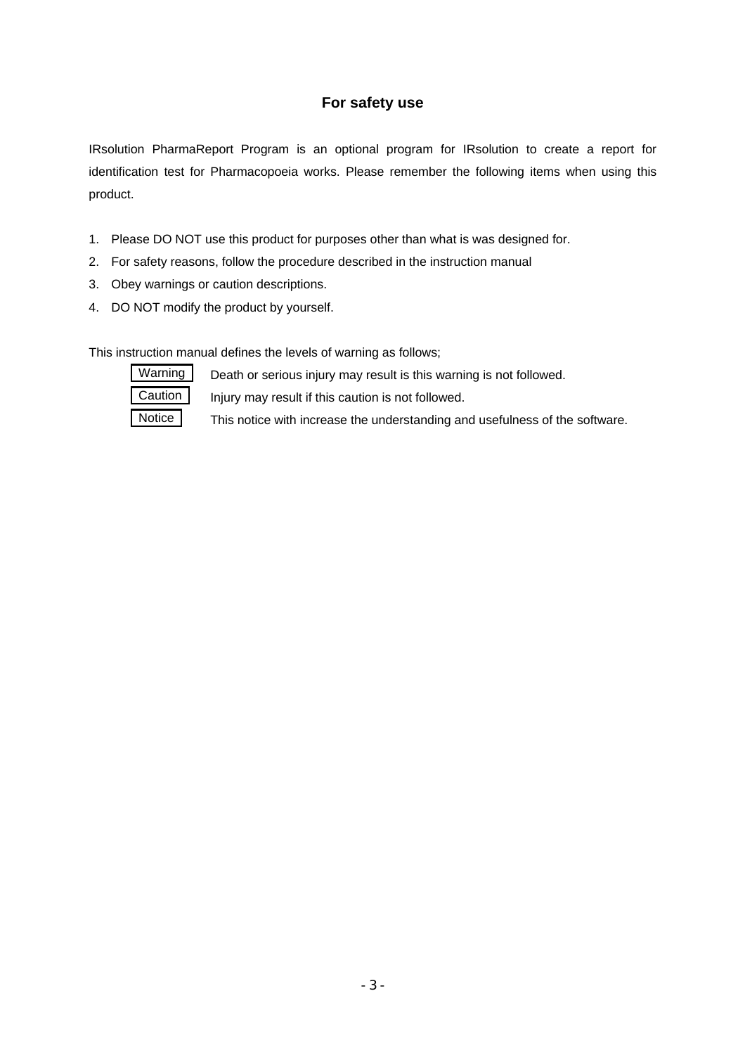## For safety use

IRsolution PharmaReport Program is an optional program for IRsolution to create a report for identification test for Pharmacopoeia works. Please remember the following items when using this product.

1. Please DO NOT use this product for purposes other than what is was designed for.
2. For safety reasons, follow the procedure described in the instruction manual
3. Obey warnings or caution descriptions.
4. DO NOT modify the product by yourself.

This instruction manual defines the levels of warning as follows;

| | |
|---|---|
| Warning | Death or serious injury may result is this warning is not followed. |
| Caution | Injury may result if this caution is not followed. |
| Notice | This notice with increase the understanding and usefulness of the software. |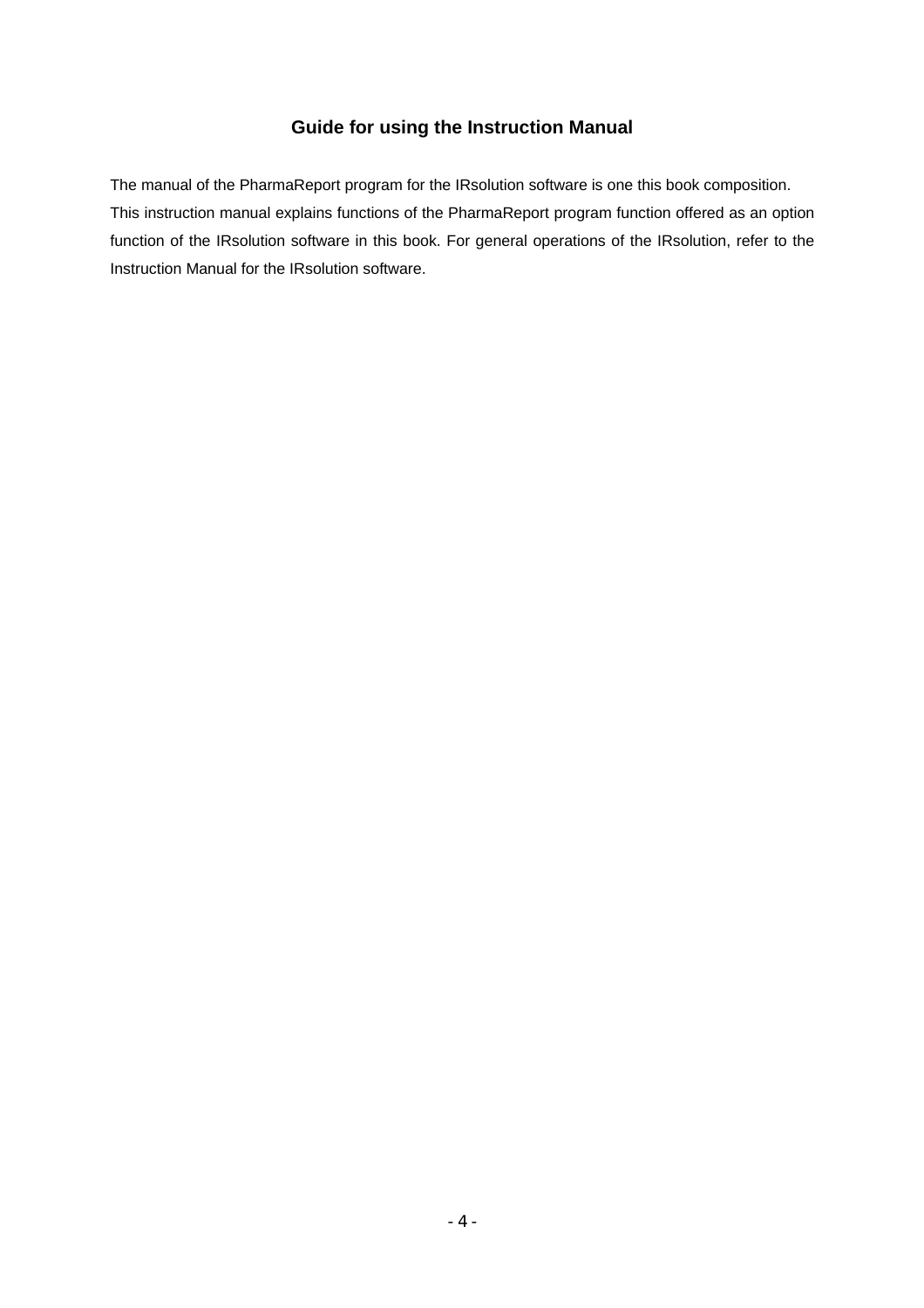# Guide for using the Instruction Manual

The manual of the PharmaReport program for the IRsolution software is one this book composition.
This instruction manual explains functions of the PharmaReport program function offered as an option function of the IRsolution software in this book. For general operations of the IRsolution, refer to the Instruction Manual for the IRsolution software.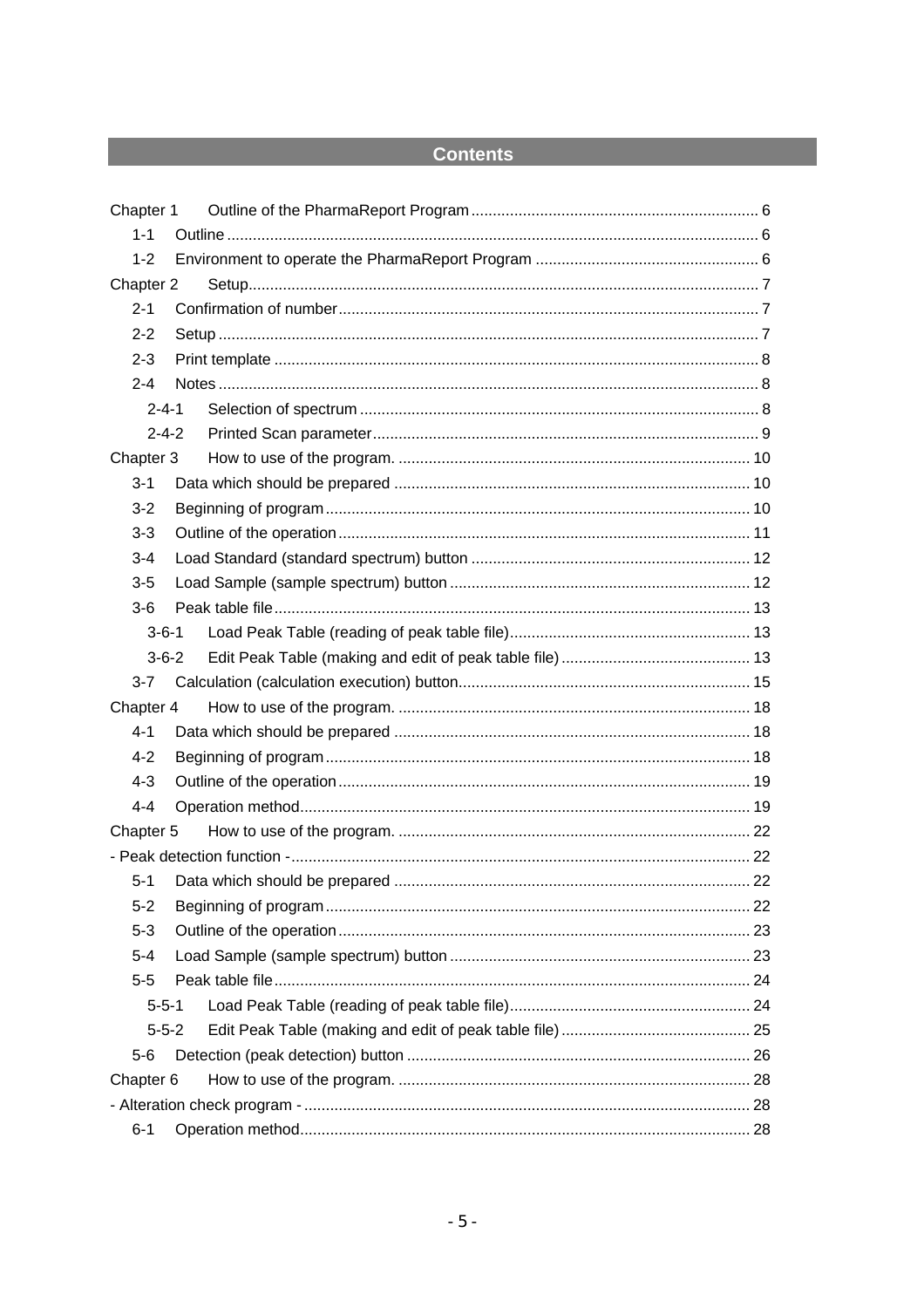# Contents

Chapter 1 Outline of the PharmaReport Program .......... 6
- 1-1 Outline .......... 6
- 1-2 Environment to operate the PharmaReport Program .......... 6

Chapter 2 Setup .......... 7
- 2-1 Confirmation of number .......... 7
- 2-2 Setup .......... 7
- 2-3 Print template .......... 8
- 2-4 Notes .......... 8
  - 2-4-1 Selection of spectrum .......... 8
  - 2-4-2 Printed Scan parameter .......... 9

Chapter 3 How to use of the program. .......... 10
- 3-1 Data which should be prepared .......... 10
- 3-2 Beginning of program .......... 10
- 3-3 Outline of the operation .......... 11
- 3-4 Load Standard (standard spectrum) button .......... 12
- 3-5 Load Sample (sample spectrum) button .......... 12
- 3-6 Peak table file .......... 13
  - 3-6-1 Load Peak Table (reading of peak table file) .......... 13
  - 3-6-2 Edit Peak Table (making and edit of peak table file) .......... 13
- 3-7 Calculation (calculation execution) button .......... 15

Chapter 4 How to use of the program. .......... 18
- 4-1 Data which should be prepared .......... 18
- 4-2 Beginning of program .......... 18
- 4-3 Outline of the operation .......... 19
- 4-4 Operation method .......... 19

Chapter 5 How to use of the program. .......... 22

- Peak detection function - .......... 22
- 5-1 Data which should be prepared .......... 22
- 5-2 Beginning of program .......... 22
- 5-3 Outline of the operation .......... 23
- 5-4 Load Sample (sample spectrum) button .......... 23
- 5-5 Peak table file .......... 24
  - 5-5-1 Load Peak Table (reading of peak table file) .......... 24
  - 5-5-2 Edit Peak Table (making and edit of peak table file) .......... 25
- 5-6 Detection (peak detection) button .......... 26

Chapter 6 How to use of the program. .......... 28

- Alteration check program - .......... 28
- 6-1 Operation method .......... 28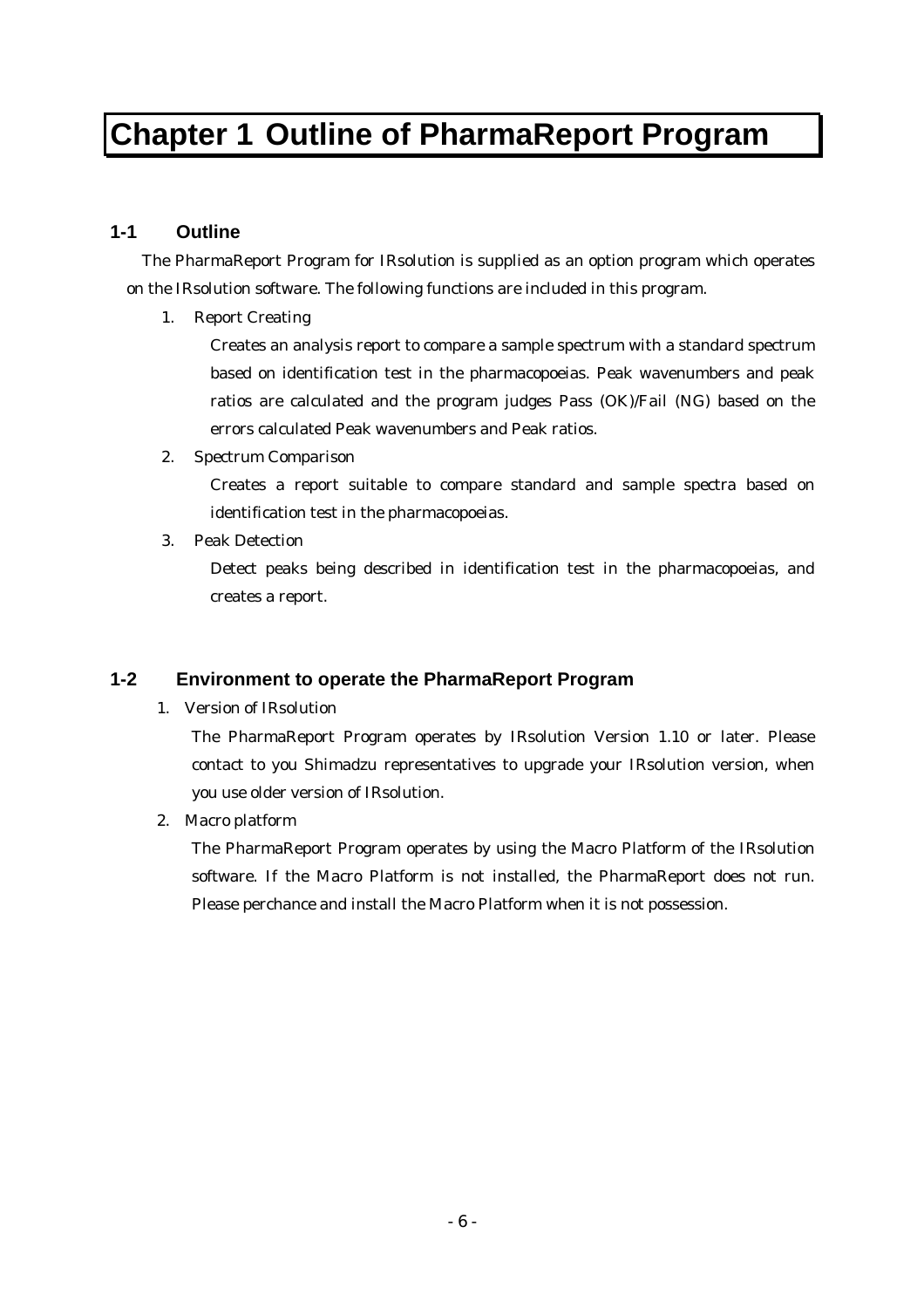# Chapter 1 Outline of PharmaReport Program

## 1-1 Outline

The PharmaReport Program for IRsolution is supplied as an option program which operates on the IRsolution software. The following functions are included in this program.

1. Report Creating

   Creates an analysis report to compare a sample spectrum with a standard spectrum based on identification test in the pharmacopoeias. Peak wavenumbers and peak ratios are calculated and the program judges Pass (OK)/Fail (NG) based on the errors calculated Peak wavenumbers and Peak ratios.

2. Spectrum Comparison

   Creates a report suitable to compare standard and sample spectra based on identification test in the pharmacopoeias.

3. Peak Detection

   Detect peaks being described in identification test in the pharmacopoeias, and creates a report.

## 1-2 Environment to operate the PharmaReport Program

1. Version of IRsolution

   The PharmaReport Program operates by IRsolution Version 1.10 or later. Please contact to you Shimadzu representatives to upgrade your IRsolution version, when you use older version of IRsolution.

2. Macro platform

   The PharmaReport Program operates by using the Macro Platform of the IRsolution software. If the Macro Platform is not installed, the PharmaReport does not run. Please perchance and install the Macro Platform when it is not possession.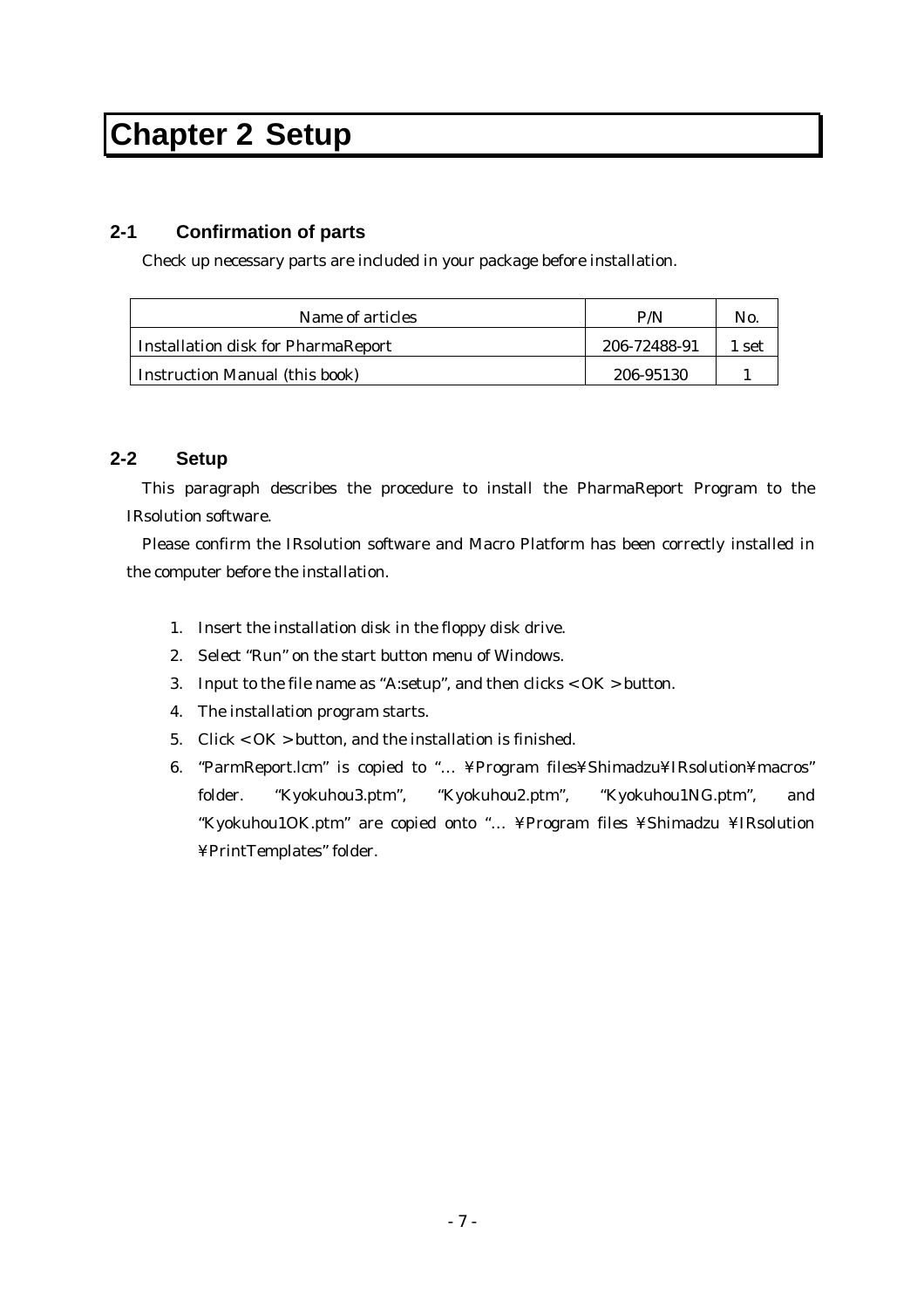# Chapter 2 Setup

## 2-1 Confirmation of parts

Check up necessary parts are included in your package before installation.

| Name of articles | P/N | No. |
| --- | --- | --- |
| Installation disk for PharmaReport | 206-72488-91 | 1 set |
| Instruction Manual (this book) | 206-95130 | 1 |

## 2-2 Setup

This paragraph describes the procedure to install the PharmaReport Program to the IRsolution software.

Please confirm the IRsolution software and Macro Platform has been correctly installed in the computer before the installation.

1. Insert the installation disk in the floppy disk drive.
2. Select "Run" on the start button menu of Windows.
3. Input to the file name as "A:setup", and then clicks < OK > button.
4. The installation program starts.
5. Click < OK > button, and the installation is finished.
6. "ParmReport.lcm" is copied to "… ¥Program files¥Shimadzu¥IRsolution¥macros" folder. "Kyokuhou3.ptm", "Kyokuhou2.ptm", "Kyokuhou1NG.ptm", and "Kyokuhou1OK.ptm" are copied onto "… ¥Program files ¥Shimadzu ¥IRsolution ¥PrintTemplates" folder.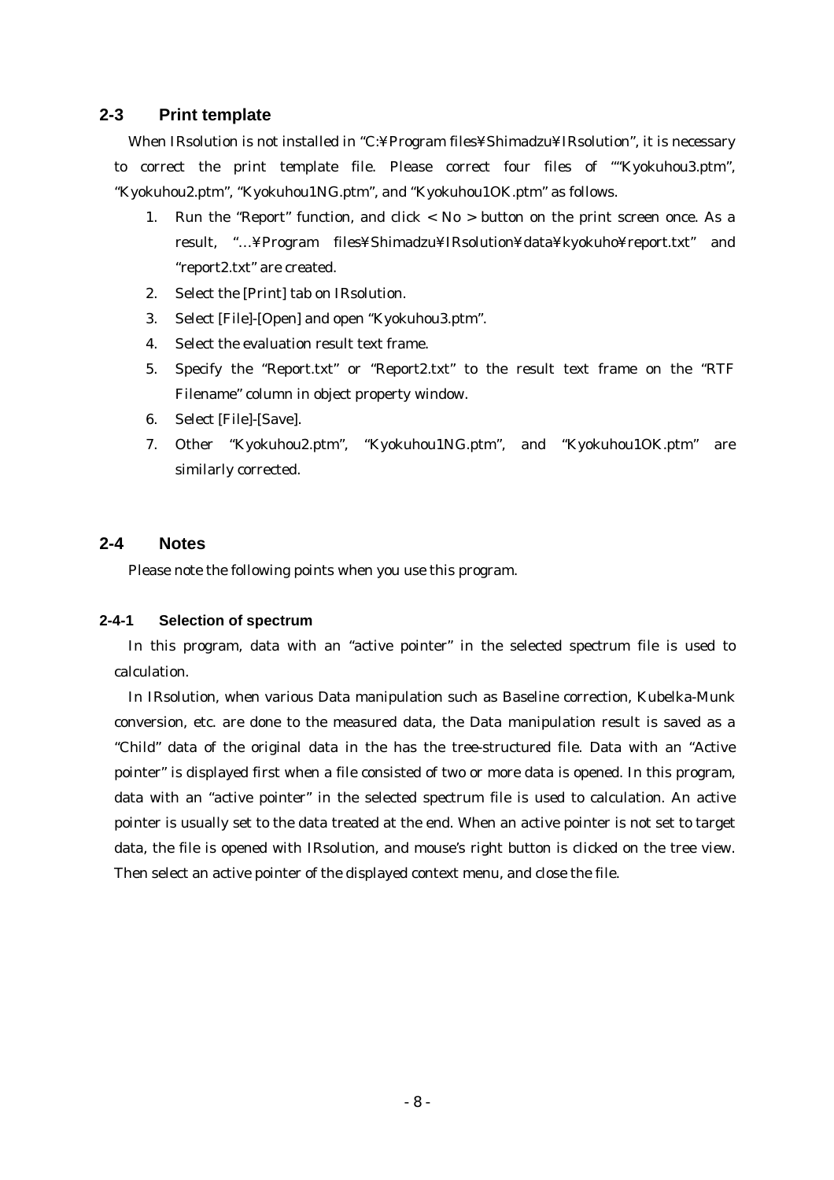## 2-3 Print template

When IRsolution is not installed in “C:¥Program files¥Shimadzu¥IRsolution”, it is necessary to correct the print template file. Please correct four files of ““Kyokuhou3.ptm”, “Kyokuhou2.ptm”, “Kyokuhou1NG.ptm”, and “Kyokuhou1OK.ptm” as follows.

1. Run the “Report” function, and click < No > button on the print screen once. As a result, “…¥Program files¥Shimadzu¥IRsolution¥data¥kyokuho¥report.txt” and “report2.txt” are created.
2. Select the [Print] tab on IRsolution.
3. Select [File]-[Open] and open “Kyokuhou3.ptm”.
4. Select the evaluation result text frame.
5. Specify the “Report.txt” or “Report2.txt” to the result text frame on the “RTF Filename” column in object property window.
6. Select [File]-[Save].
7. Other “Kyokuhou2.ptm”, “Kyokuhou1NG.ptm”, and “Kyokuhou1OK.ptm” are similarly corrected.

## 2-4 Notes

Please note the following points when you use this program.

### 2-4-1 Selection of spectrum

In this program, data with an “active pointer” in the selected spectrum file is used to calculation.

In IRsolution, when various Data manipulation such as Baseline correction, Kubelka-Munk conversion, etc. are done to the measured data, the Data manipulation result is saved as a “Child” data of the original data in the has the tree-structured file. Data with an “Active pointer” is displayed first when a file consisted of two or more data is opened. In this program, data with an “active pointer” in the selected spectrum file is used to calculation. An active pointer is usually set to the data treated at the end. When an active pointer is not set to target data, the file is opened with IRsolution, and mouse’s right button is clicked on the tree view. Then select an active pointer of the displayed context menu, and close the file.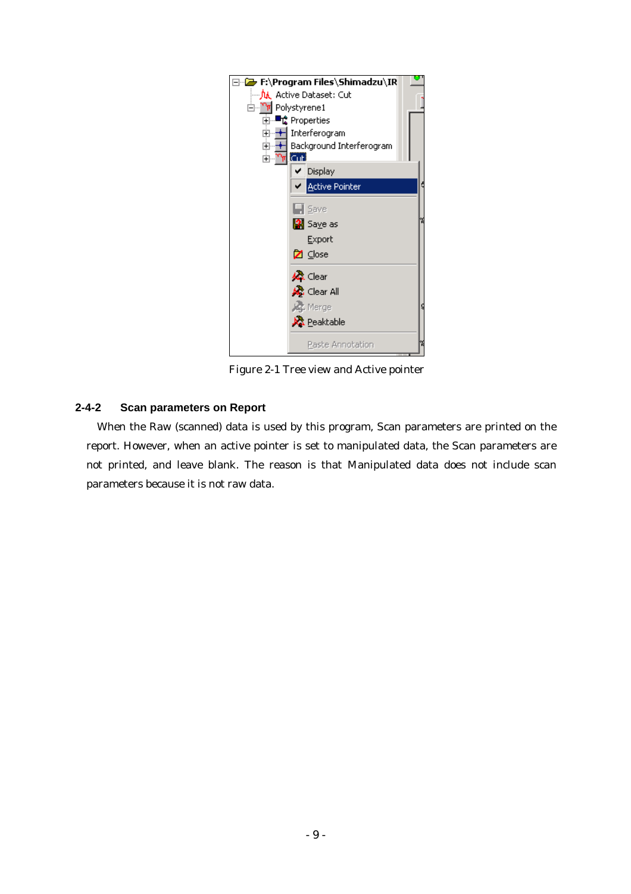Figure 2-1 Tree view and Active pointer

### 2-4-2 Scan parameters on Report

When the Raw (scanned) data is used by this program, Scan parameters are printed on the report. However, when an active pointer is set to manipulated data, the Scan parameters are not printed, and leave blank. The reason is that Manipulated data does not include scan parameters because it is not raw data.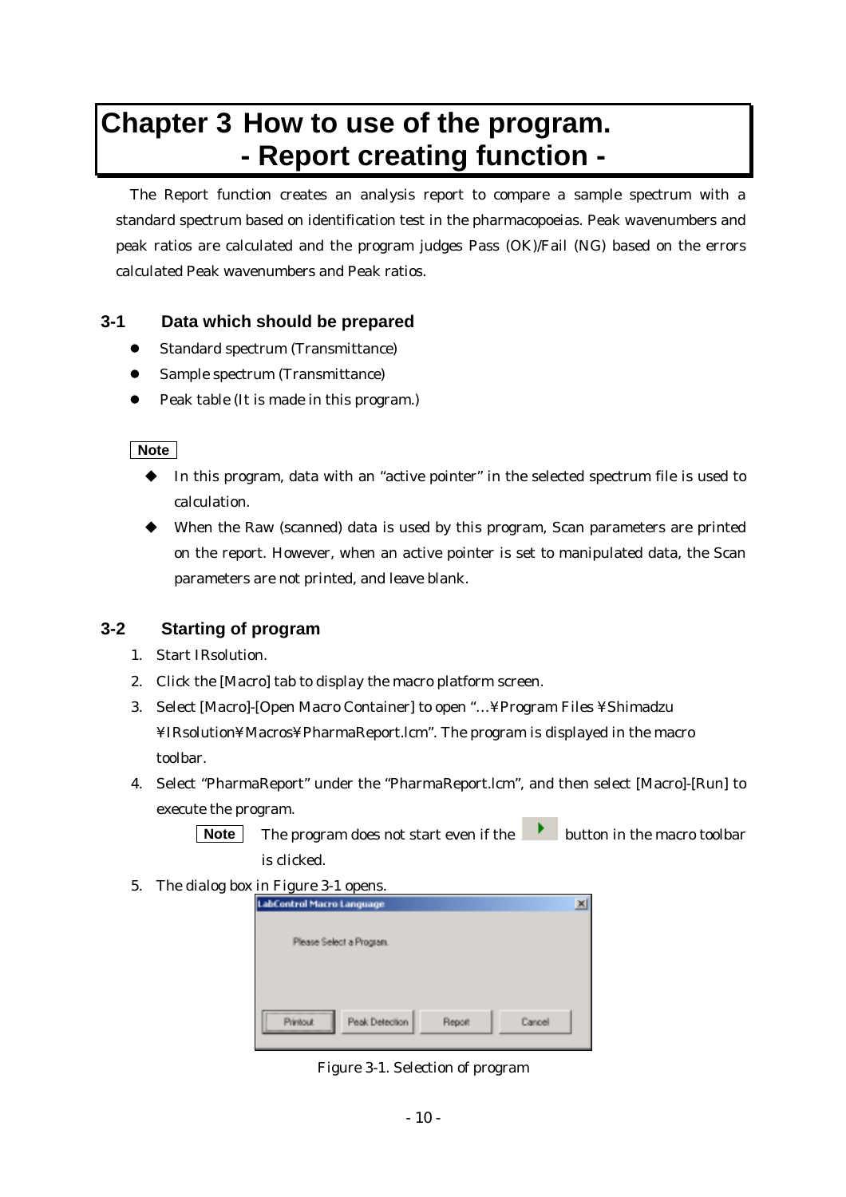# Chapter 3 How to use of the program.
# - Report creating function -

The Report function creates an analysis report to compare a sample spectrum with a standard spectrum based on identification test in the pharmacopoeias. Peak wavenumbers and peak ratios are calculated and the program judges Pass (OK)/Fail (NG) based on the errors calculated Peak wavenumbers and Peak ratios.

## 3-1 Data which should be prepared

- Standard spectrum (Transmittance)
- Sample spectrum (Transmittance)
- Peak table (It is made in this program.)

**Note**

- In this program, data with an “active pointer” in the selected spectrum file is used to calculation.
- When the Raw (scanned) data is used by this program, Scan parameters are printed on the report. However, when an active pointer is set to manipulated data, the Scan parameters are not printed, and leave blank.

## 3-2 Starting of program

1. Start IRsolution.
2. Click the [Macro] tab to display the macro platform screen.
3. Select [Macro]-[Open Macro Container] to open “...¥Program Files ¥Shimadzu ¥IRsolution¥Macros¥PharmaReport.lcm”. The program is displayed in the macro toolbar.
4. Select “PharmaReport” under the “PharmaReport.lcm”, and then select [Macro]-[Run] to execute the program.

   **Note** The program does not start even if the ▶ button in the macro toolbar is clicked.

5. The dialog box in Figure 3-1 opens.

LabControl Macro Language

Please Select a Program.

Printout | Peak Detection | Report | Cancel

Figure 3-1. Selection of program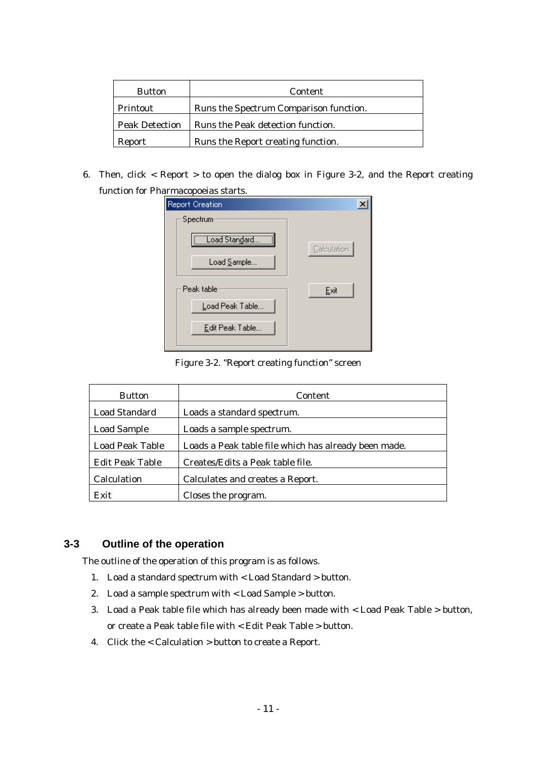| Button | Content |
| --- | --- |
| Printout | Runs the Spectrum Comparison function. |
| Peak Detection | Runs the Peak detection function. |
| Report | Runs the Report creating function. |

6. Then, click < Report > to open the dialog box in Figure 3-2, and the Report creating function for Pharmacopoeias starts.

Figure 3-2. “Report creating function” screen

| Button | Content |
| --- | --- |
| Load Standard | Loads a standard spectrum. |
| Load Sample | Loads a sample spectrum. |
| Load Peak Table | Loads a Peak table file which has already been made. |
| Edit Peak Table | Creates/Edits a Peak table file. |
| Calculation | Calculates and creates a Report. |
| Exit | Closes the program. |

## 3-3 Outline of the operation

The outline of the operation of this program is as follows.

1. Load a standard spectrum with < Load Standard > button.
2. Load a sample spectrum with < Load Sample > button.
3. Load a Peak table file which has already been made with < Load Peak Table > button, or create a Peak table file with < Edit Peak Table > button.
4. Click the < Calculation > button to create a Report.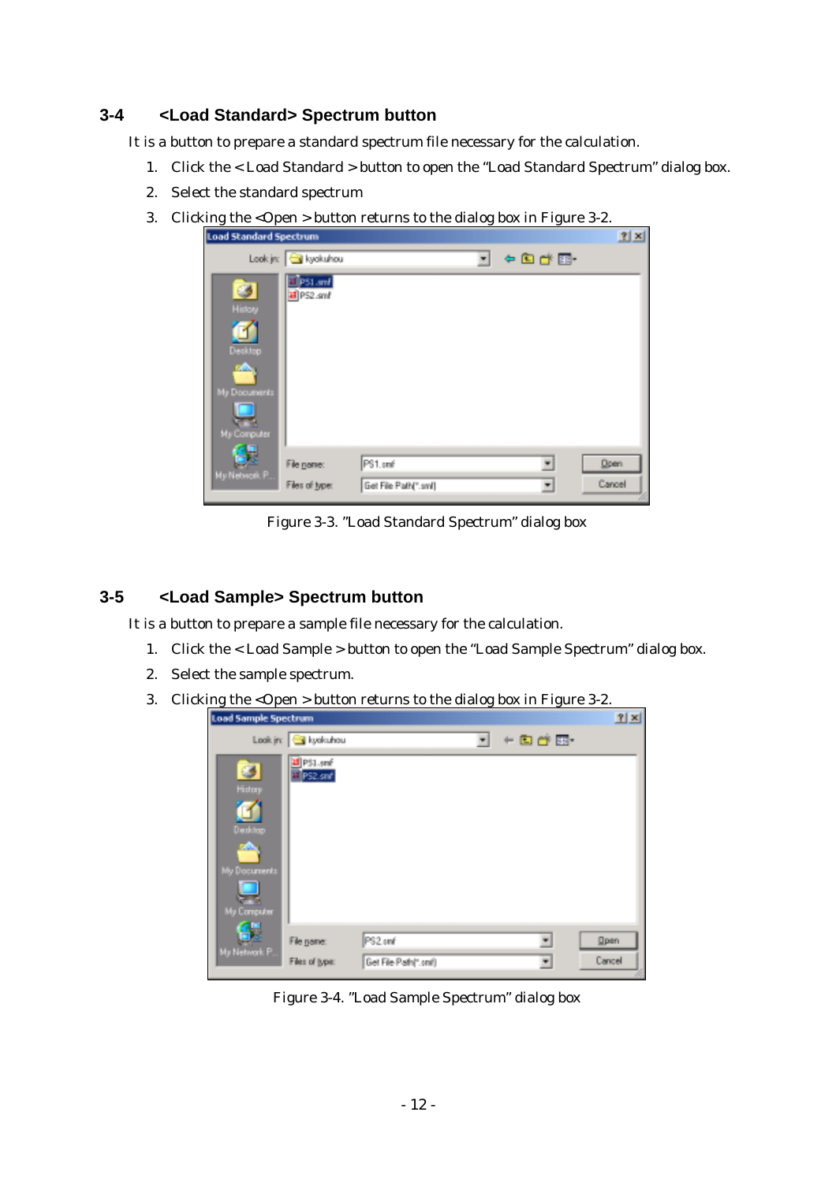### 3-4 <Load Standard> Spectrum button

It is a button to prepare a standard spectrum file necessary for the calculation.

1. Click the < Load Standard > button to open the "Load Standard Spectrum" dialog box.
2. Select the standard spectrum
3. Clicking the <Open > button returns to the dialog box in Figure 3-2.

Figure 3-3. "Load Standard Spectrum" dialog box

### 3-5 <Load Sample> Spectrum button

It is a button to prepare a sample file necessary for the calculation.

1. Click the < Load Sample > button to open the "Load Sample Spectrum" dialog box.
2. Select the sample spectrum.
3. Clicking the <Open > button returns to the dialog box in Figure 3-2.

Figure 3-4. "Load Sample Spectrum" dialog box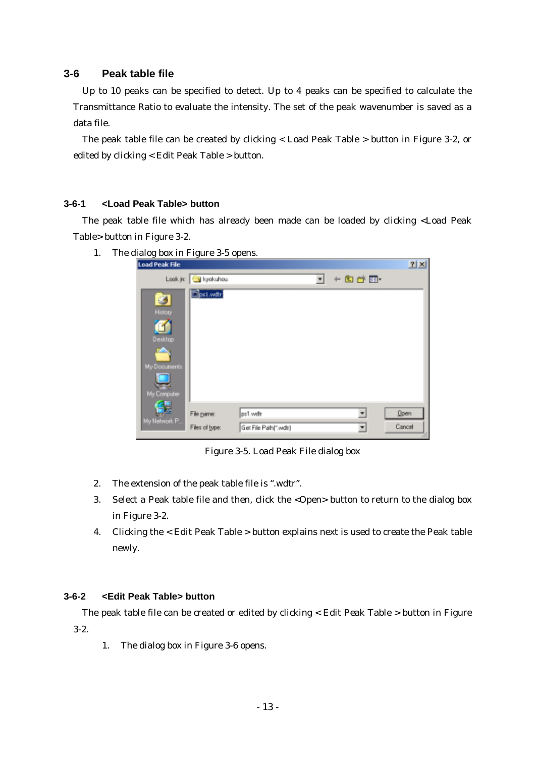## 3-6 Peak table file

Up to 10 peaks can be specified to detect. Up to 4 peaks can be specified to calculate the Transmittance Ratio to evaluate the intensity. The set of the peak wavenumber is saved as a data file.

The peak table file can be created by clicking < Load Peak Table > button in Figure 3-2, or edited by clicking < Edit Peak Table > button.

### 3-6-1 <Load Peak Table> button

The peak table file which has already been made can be loaded by clicking <Load Peak Table> button in Figure 3-2.

1. The dialog box in Figure 3-5 opens.

Figure 3-5. Load Peak File dialog box

2. The extension of the peak table file is ".wdtr".
3. Select a Peak table file and then, click the <Open> button to return to the dialog box in Figure 3-2.
4. Clicking the < Edit Peak Table > button explains next is used to create the Peak table newly.

### 3-6-2 <Edit Peak Table> button

The peak table file can be created or edited by clicking < Edit Peak Table > button in Figure 3-2.

1. The dialog box in Figure 3-6 opens.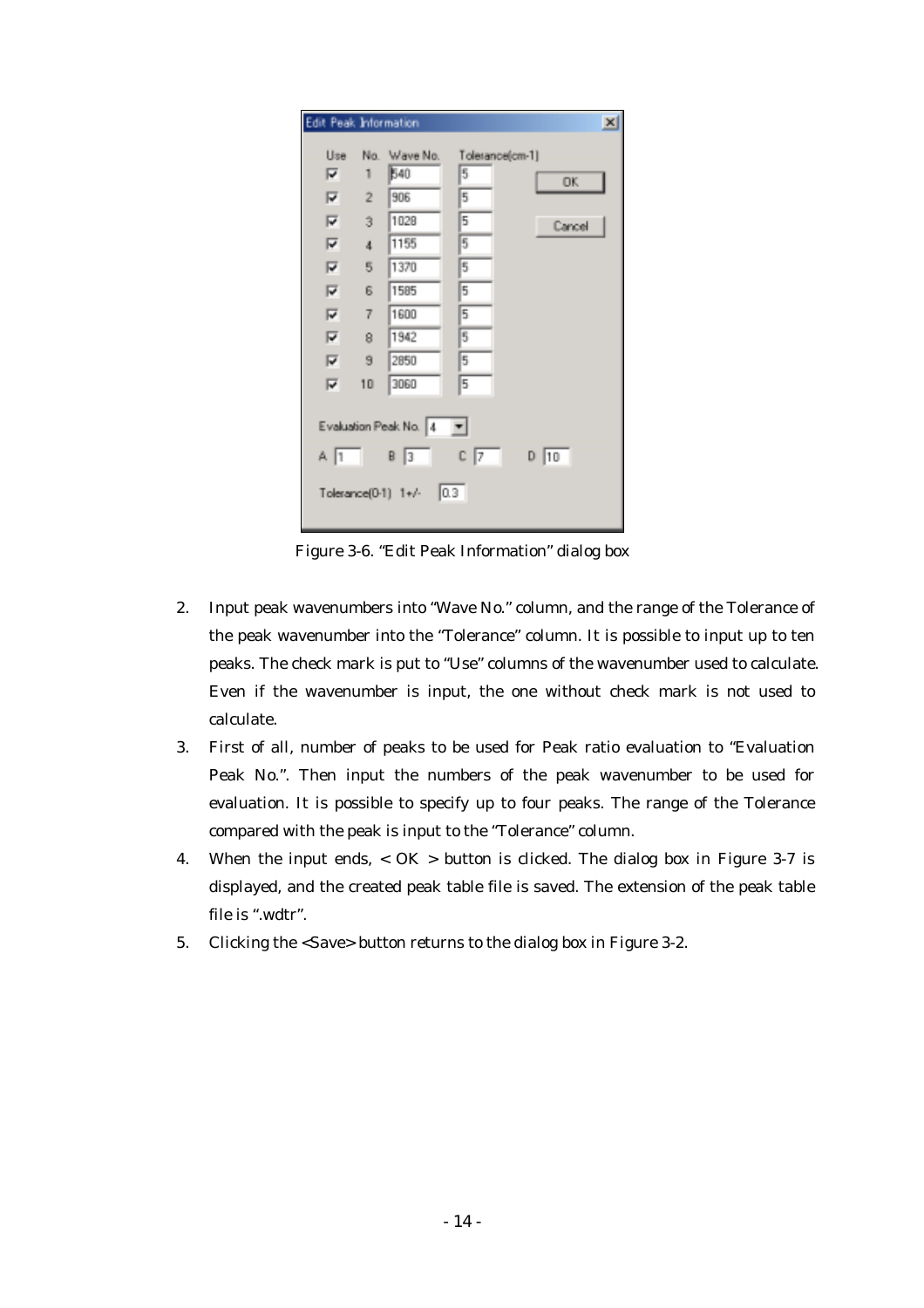Figure 3-6. “Edit Peak Information” dialog box

2. Input peak wavenumbers into “Wave No.” column, and the range of the Tolerance of the peak wavenumber into the “Tolerance” column. It is possible to input up to ten peaks. The check mark is put to “Use” columns of the wavenumber used to calculate. Even if the wavenumber is input, the one without check mark is not used to calculate.
3. First of all, number of peaks to be used for Peak ratio evaluation to “Evaluation Peak No.”. Then input the numbers of the peak wavenumber to be used for evaluation. It is possible to specify up to four peaks. The range of the Tolerance compared with the peak is input to the “Tolerance” column.
4. When the input ends, < OK > button is clicked. The dialog box in Figure 3-7 is displayed, and the created peak table file is saved. The extension of the peak table file is “.wdtr”.
5. Clicking the <Save> button returns to the dialog box in Figure 3-2.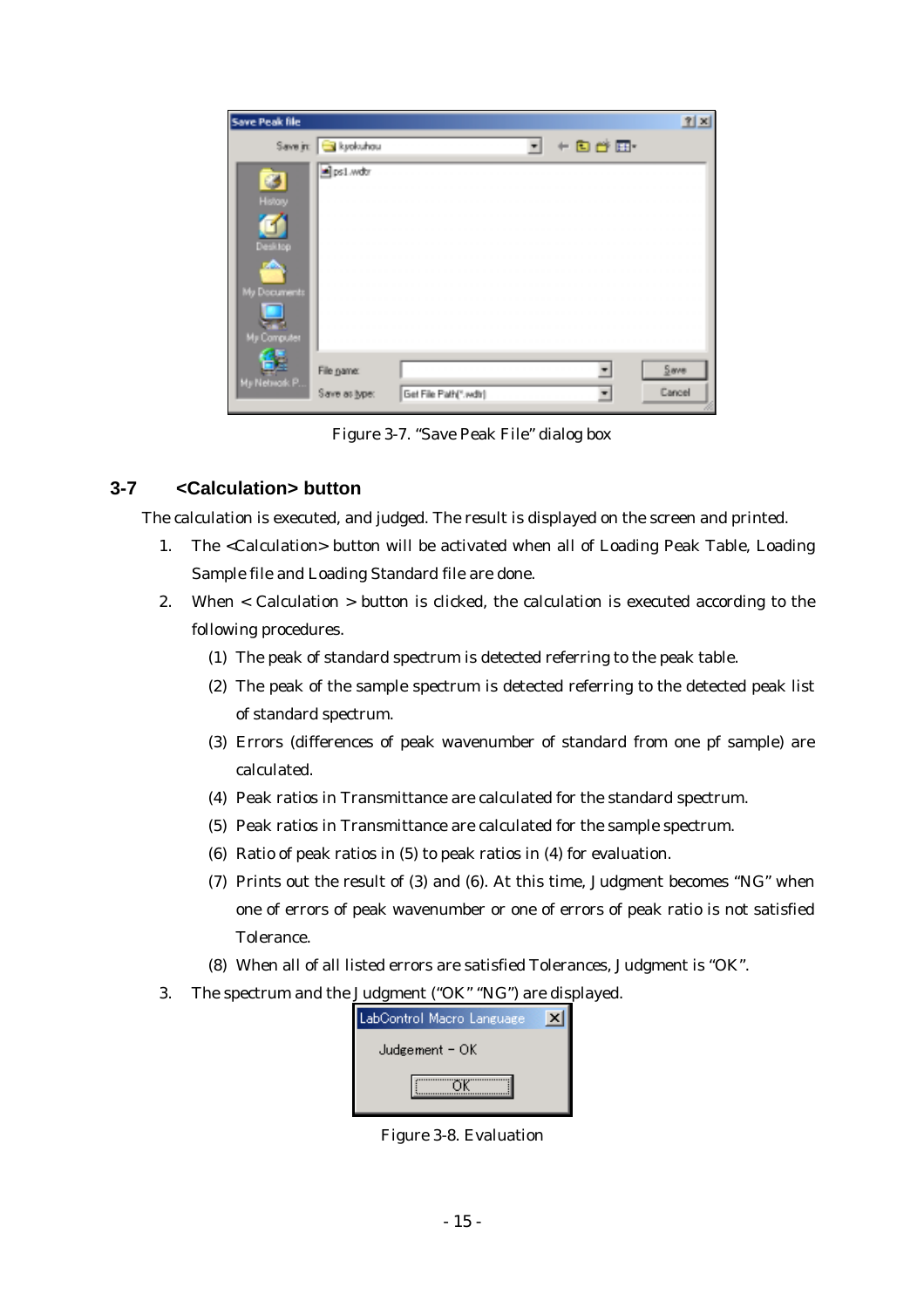Figure 3-7. "Save Peak File" dialog box

## 3-7 <Calculation> button

The calculation is executed, and judged. The result is displayed on the screen and printed.

1. The <Calculation> button will be activated when all of Loading Peak Table, Loading Sample file and Loading Standard file are done.
2. When < Calculation > button is clicked, the calculation is executed according to the following procedures.
   (1) The peak of standard spectrum is detected referring to the peak table.
   (2) The peak of the sample spectrum is detected referring to the detected peak list of standard spectrum.
   (3) Errors (differences of peak wavenumber of standard from one pf sample) are calculated.
   (4) Peak ratios in Transmittance are calculated for the standard spectrum.
   (5) Peak ratios in Transmittance are calculated for the sample spectrum.
   (6) Ratio of peak ratios in (5) to peak ratios in (4) for evaluation.
   (7) Prints out the result of (3) and (6). At this time, Judgment becomes "NG" when one of errors of peak wavenumber or one of errors of peak ratio is not satisfied Tolerance.
   (8) When all of all listed errors are satisfied Tolerances, Judgment is "OK".
3. The spectrum and the Judgment ("OK" "NG") are displayed.

Figure 3-8. Evaluation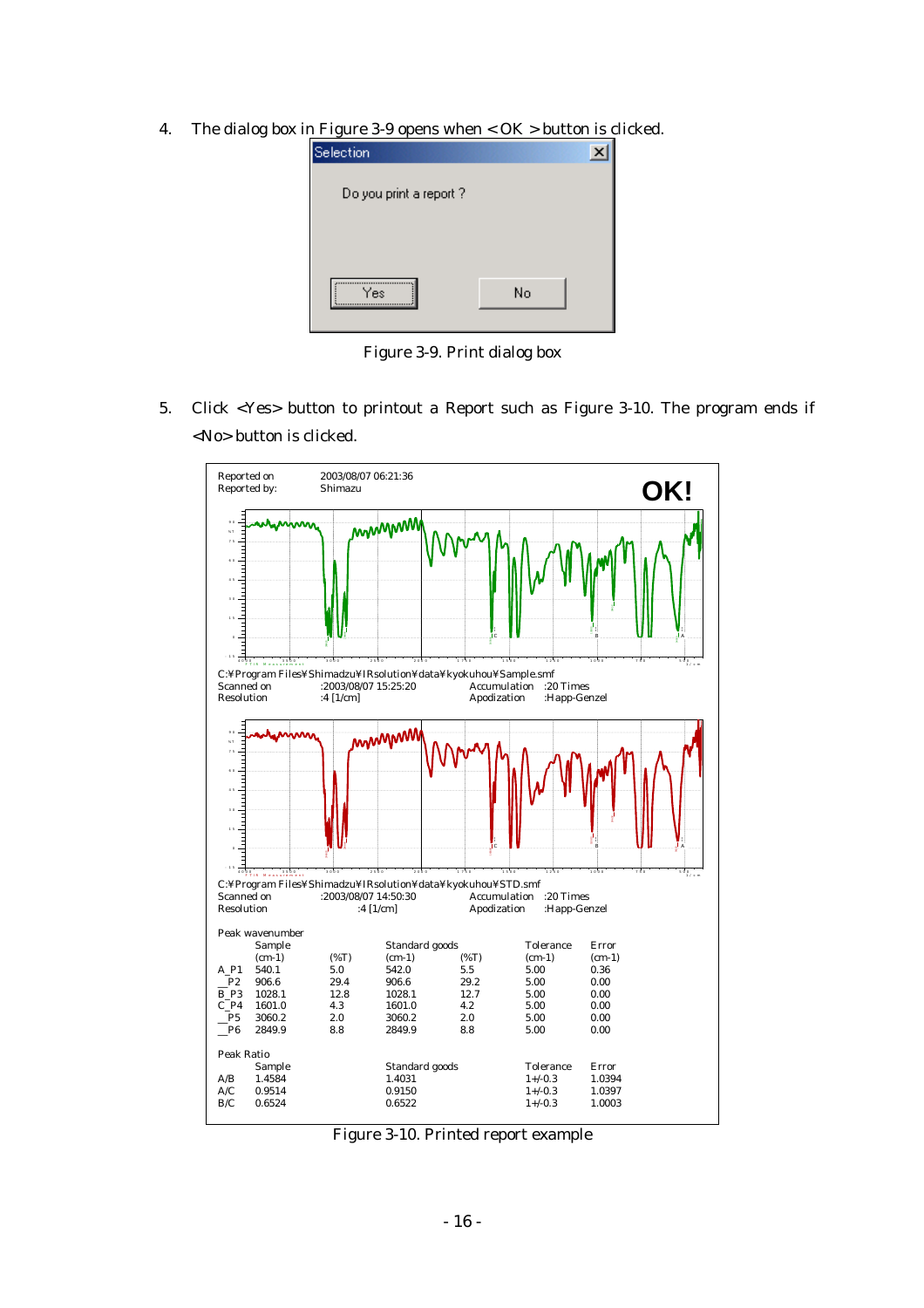4. The dialog box in Figure 3-9 opens when < OK > button is clicked.

Selection

Do you print a report ?

Yes No

Figure 3-9. Print dialog box

5. Click <Yes> button to printout a Report such as Figure 3-10. The program ends if <No> button is clicked.

Reported on 2003/08/07 06:21:36
Reported by: Shimazu

**OK!**

C:¥Program Files¥Shimadzu¥IRsolution¥data¥kyokuhou¥Sample.smf
Scanned on :2003/08/07 15:25:20 Accumulation :20 Times
Resolution :4 [1/cm] Apodization :Happ-Genzel

C:¥Program Files¥Shimadzu¥IRsolution¥data¥kyokuhou¥STD.smf
Scanned on :2003/08/07 14:50:30 Accumulation :20 Times
Resolution :4 [1/cm] Apodization :Happ-Genzel

Peak wavenumber

| | Sample | | Standard goods | | Tolerance | Error |
|---|---|---|---|---|---|---|
| | (cm-1) | (%T) | (cm-1) | (%T) | (cm-1) | (cm-1) |
| A_P1 | 540.1 | 5.0 | 542.0 | 5.5 | 5.00 | 0.36 |
| _P2 | 906.6 | 29.4 | 906.6 | 29.2 | 5.00 | 0.00 |
| B_P3 | 1028.1 | 12.8 | 1028.1 | 12.7 | 5.00 | 0.00 |
| C_P4 | 1601.0 | 4.3 | 1601.0 | 4.2 | 5.00 | 0.00 |
| _P5 | 3060.2 | 2.0 | 3060.2 | 2.0 | 5.00 | 0.00 |
| _P6 | 2849.9 | 8.8 | 2849.9 | 8.8 | 5.00 | 0.00 |

Peak Ratio

| | Sample | Standard goods | Tolerance | Error |
|---|---|---|---|---|
| A/B | 1.4584 | 1.4031 | 1+/-0.3 | 1.0394 |
| A/C | 0.9514 | 0.9150 | 1+/-0.3 | 1.0397 |
| B/C | 0.6524 | 0.6522 | 1+/-0.3 | 1.0003 |

Figure 3-10. Printed report example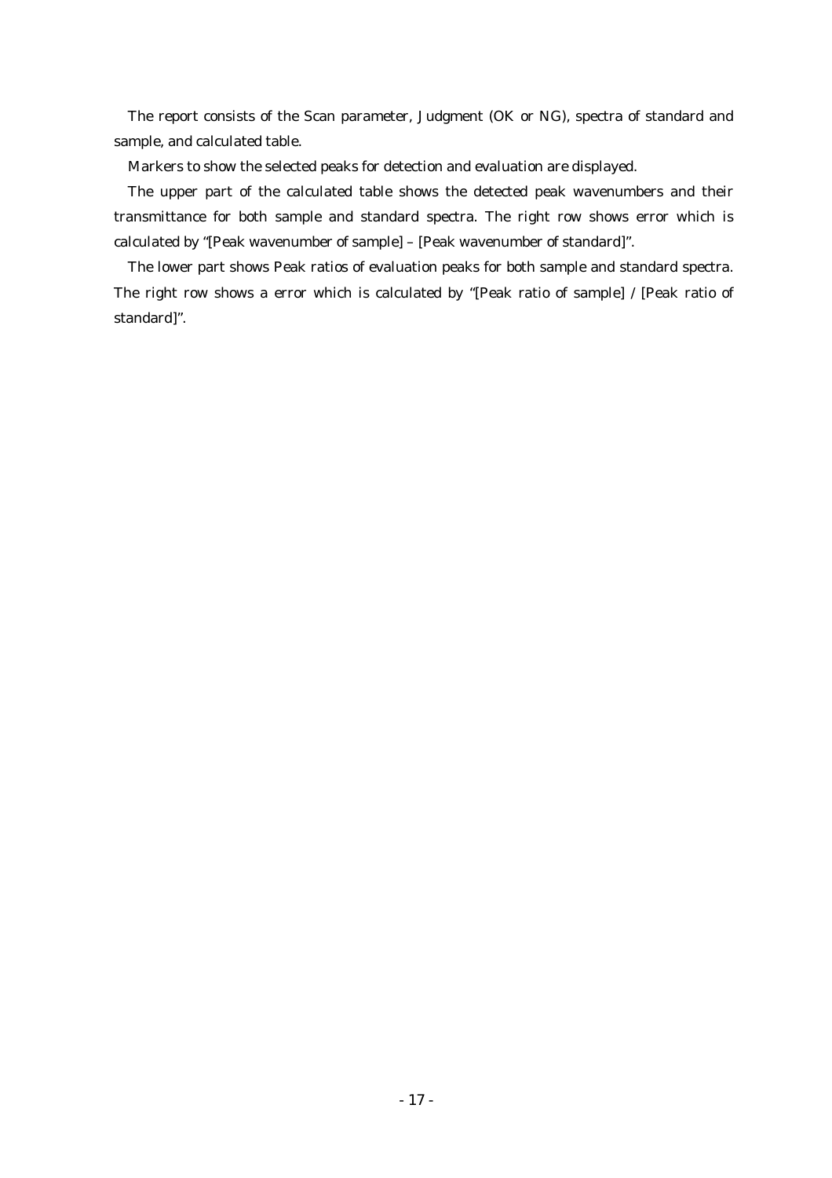The report consists of the Scan parameter, Judgment (OK or NG), spectra of standard and sample, and calculated table.

Markers to show the selected peaks for detection and evaluation are displayed.

The upper part of the calculated table shows the detected peak wavenumbers and their transmittance for both sample and standard spectra. The right row shows error which is calculated by "[Peak wavenumber of sample] – [Peak wavenumber of standard]".

The lower part shows Peak ratios of evaluation peaks for both sample and standard spectra. The right row shows a error which is calculated by "[Peak ratio of sample] / [Peak ratio of standard]".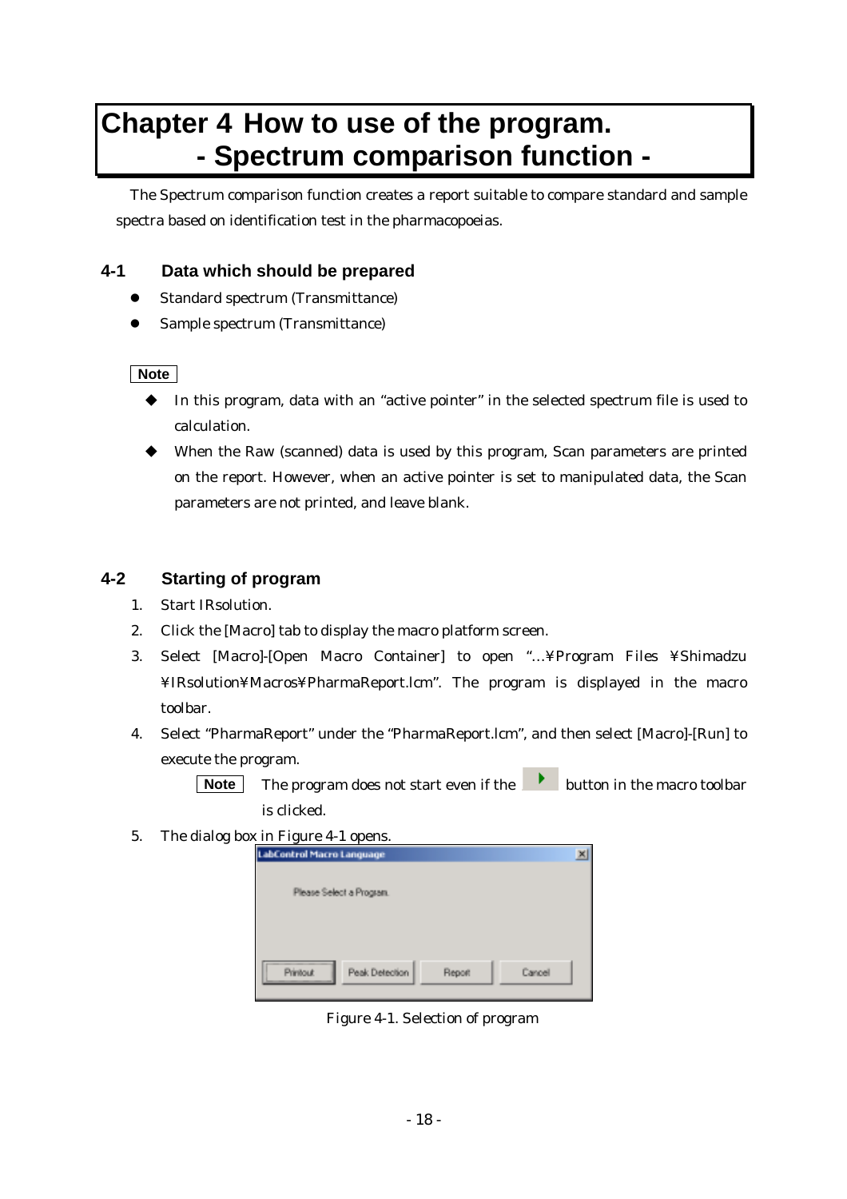# Chapter 4 How to use of the program.
# - Spectrum comparison function -

The Spectrum comparison function creates a report suitable to compare standard and sample spectra based on identification test in the pharmacopoeias.

## 4-1 Data which should be prepared

- Standard spectrum (Transmittance)
- Sample spectrum (Transmittance)

**Note**

- In this program, data with an "active pointer" in the selected spectrum file is used to calculation.
- When the Raw (scanned) data is used by this program, Scan parameters are printed on the report. However, when an active pointer is set to manipulated data, the Scan parameters are not printed, and leave blank.

## 4-2 Starting of program

1. Start IRsolution.
2. Click the [Macro] tab to display the macro platform screen.
3. Select [Macro]-[Open Macro Container] to open "...¥Program Files ¥Shimadzu ¥IRsolution¥Macros¥PharmaReport.lcm". The program is displayed in the macro toolbar.
4. Select "PharmaReport" under the "PharmaReport.lcm", and then select [Macro]-[Run] to execute the program.

   **Note** The program does not start even if the ▶ button in the macro toolbar is clicked.

5. The dialog box in Figure 4-1 opens.

LabControl Macro Language

Please Select a Program.

Printout | Peak Detection | Report | Cancel

Figure 4-1. Selection of program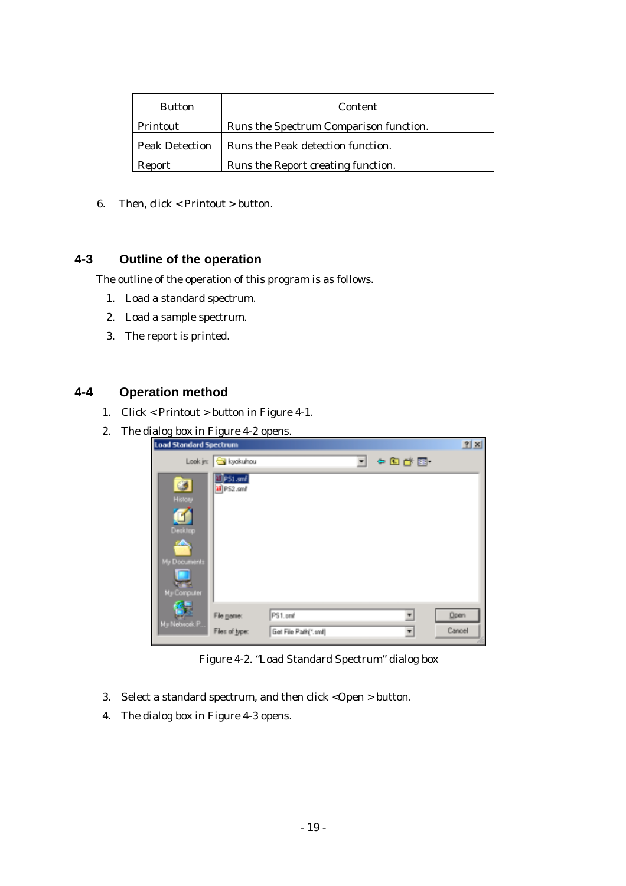| Button | Content |
| --- | --- |
| Printout | Runs the Spectrum Comparison function. |
| Peak Detection | Runs the Peak detection function. |
| Report | Runs the Report creating function. |

6. Then, click < Printout > button.

## 4-3 Outline of the operation

The outline of the operation of this program is as follows.

1. Load a standard spectrum.
2. Load a sample spectrum.
3. The report is printed.

## 4-4 Operation method

1. Click < Printout > button in Figure 4-1.
2. The dialog box in Figure 4-2 opens.

Figure 4-2. "Load Standard Spectrum" dialog box

3. Select a standard spectrum, and then click <Open > button.
4. The dialog box in Figure 4-3 opens.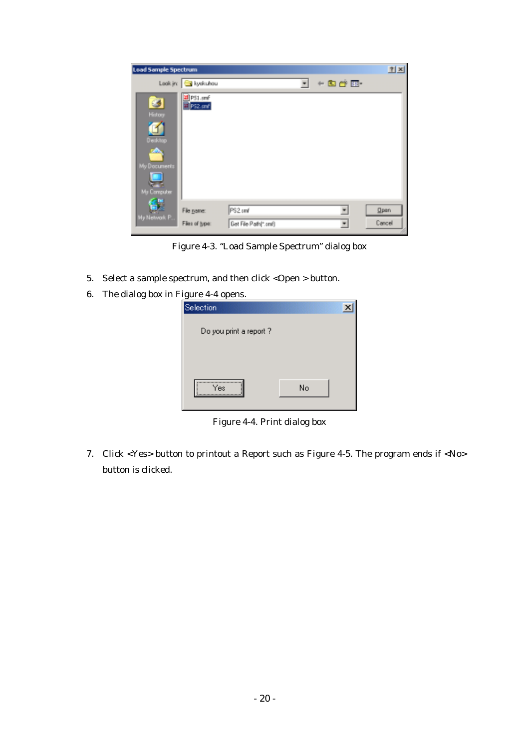Figure 4-3. "Load Sample Spectrum" dialog box

5. Select a sample spectrum, and then click <Open > button.
6. The dialog box in Figure 4-4 opens.

Figure 4-4. Print dialog box

7. Click <Yes> button to printout a Report such as Figure 4-5. The program ends if <No> button is clicked.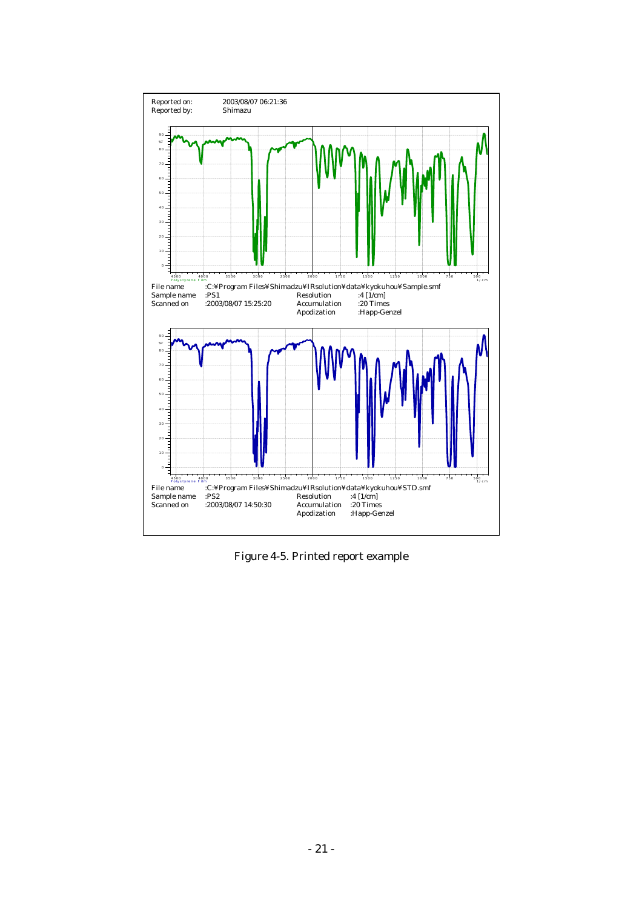Reported on: 2003/08/07 06:21:36
Reported by: Shimazu

File name :C:¥Program Files¥Shimadzu¥IRsolution¥data¥kyokuhou¥Sample.smf
Sample name :PS1 Resolution :4 [1/cm]
Scanned on :2003/08/07 15:25:20 Accumulation :20 Times
Apodization :Happ-Genzel

File name :C:¥Program Files¥Shimadzu¥IRsolution¥data¥kyokuhou¥STD.smf
Sample name :PS2 Resolution :4 [1/cm]
Scanned on :2003/08/07 14:50:30 Accumulation :20 Times
Apodization :Happ-Genzel

Figure 4-5. Printed report example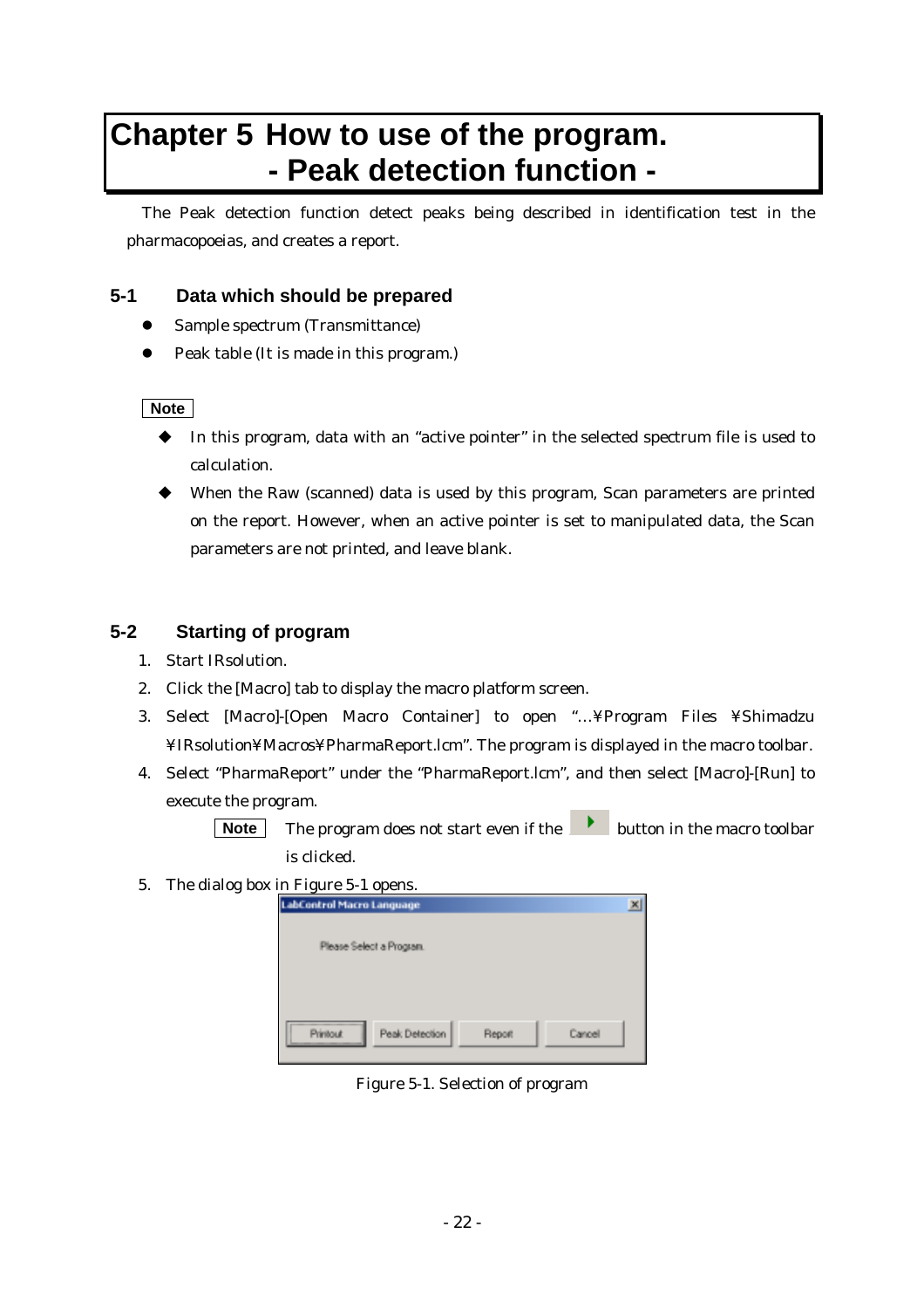# Chapter 5 How to use of the program. - Peak detection function -

The Peak detection function detect peaks being described in identification test in the pharmacopoeias, and creates a report.

## 5-1 Data which should be prepared

- Sample spectrum (Transmittance)
- Peak table (It is made in this program.)

**Note**

- In this program, data with an "active pointer" in the selected spectrum file is used to calculation.
- When the Raw (scanned) data is used by this program, Scan parameters are printed on the report. However, when an active pointer is set to manipulated data, the Scan parameters are not printed, and leave blank.

## 5-2 Starting of program

1. Start IRsolution.
2. Click the [Macro] tab to display the macro platform screen.
3. Select [Macro]-[Open Macro Container] to open "...¥Program Files ¥Shimadzu ¥IRsolution¥Macros¥PharmaReport.lcm". The program is displayed in the macro toolbar.
4. Select "PharmaReport" under the "PharmaReport.lcm", and then select [Macro]-[Run] to execute the program.

   **Note** The program does not start even if the ▶ button in the macro toolbar is clicked.

5. The dialog box in Figure 5-1 opens.

LabControl Macro Language

Please Select a Program.

Printout | Peak Detection | Report | Cancel

Figure 5-1. Selection of program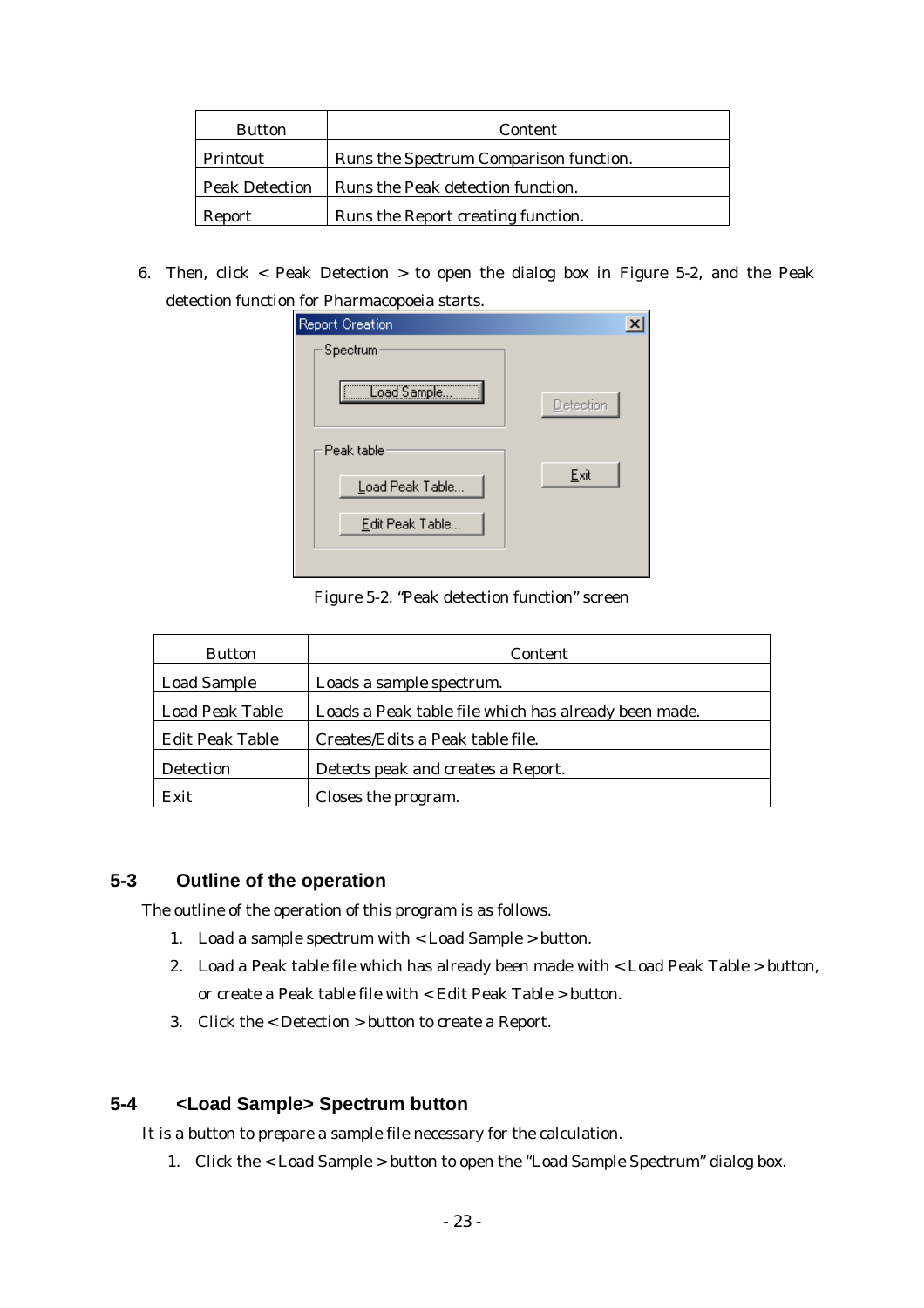| Button | Content |
| --- | --- |
| Printout | Runs the Spectrum Comparison function. |
| Peak Detection | Runs the Peak detection function. |
| Report | Runs the Report creating function. |

6. Then, click < Peak Detection > to open the dialog box in Figure 5-2, and the Peak detection function for Pharmacopoeia starts.

Figure 5-2. "Peak detection function" screen

| Button | Content |
| --- | --- |
| Load Sample | Loads a sample spectrum. |
| Load Peak Table | Loads a Peak table file which has already been made. |
| Edit Peak Table | Creates/Edits a Peak table file. |
| Detection | Detects peak and creates a Report. |
| Exit | Closes the program. |

## 5-3 Outline of the operation

The outline of the operation of this program is as follows.

1. Load a sample spectrum with < Load Sample > button.
2. Load a Peak table file which has already been made with < Load Peak Table > button, or create a Peak table file with < Edit Peak Table > button.
3. Click the < Detection > button to create a Report.

## 5-4 <Load Sample> Spectrum button

It is a button to prepare a sample file necessary for the calculation.

1. Click the < Load Sample > button to open the "Load Sample Spectrum" dialog box.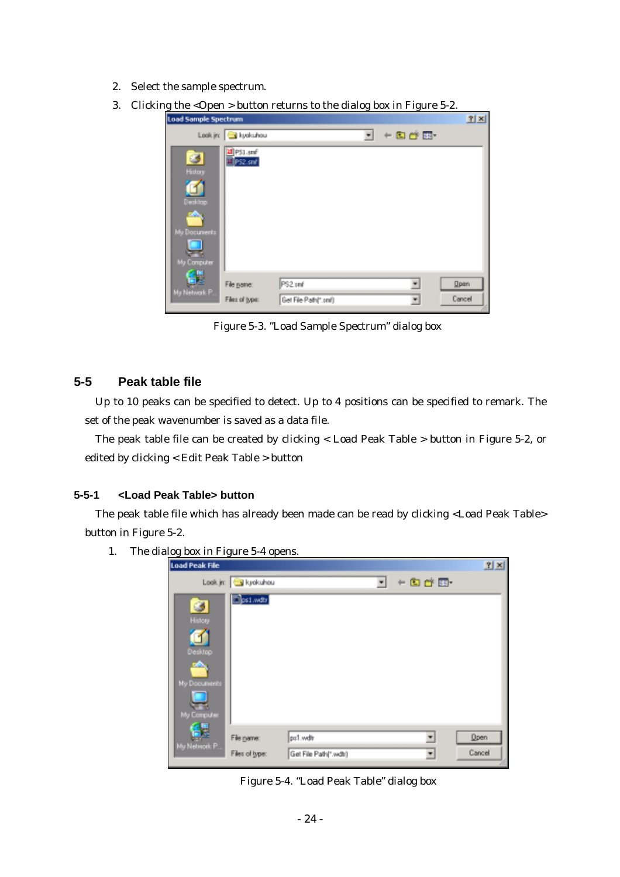2. Select the sample spectrum.
3. Clicking the <Open > button returns to the dialog box in Figure 5-2.

Figure 5-3. "Load Sample Spectrum" dialog box

## 5-5 Peak table file

Up to 10 peaks can be specified to detect. Up to 4 positions can be specified to remark. The set of the peak wavenumber is saved as a data file.

The peak table file can be created by clicking < Load Peak Table > button in Figure 5-2, or edited by clicking < Edit Peak Table > button

### 5-5-1 <Load Peak Table> button

The peak table file which has already been made can be read by clicking <Load Peak Table> button in Figure 5-2.

1. The dialog box in Figure 5-4 opens.

Figure 5-4. "Load Peak Table" dialog box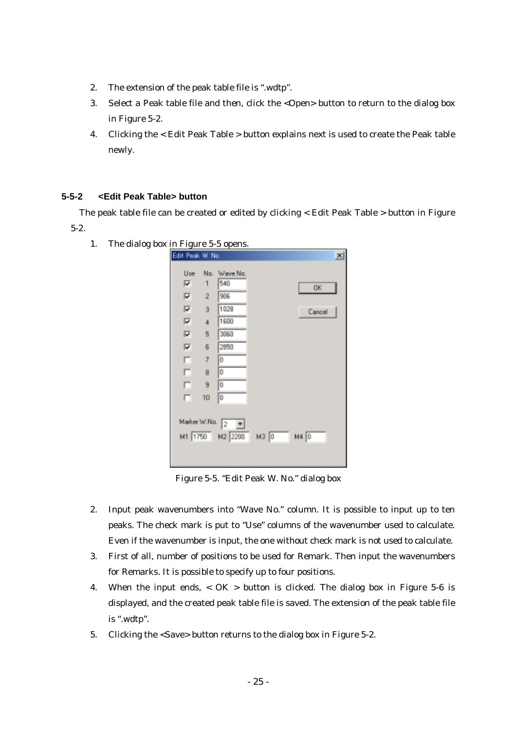2. The extension of the peak table file is ".wdtp".
3. Select a Peak table file and then, click the <Open> button to return to the dialog box in Figure 5-2.
4. Clicking the < Edit Peak Table > button explains next is used to create the Peak table newly.

### 5-5-2 <Edit Peak Table> button

The peak table file can be created or edited by clicking < Edit Peak Table > button in Figure 5-2.

1. The dialog box in Figure 5-5 opens.

Figure 5-5. "Edit Peak W. No." dialog box

2. Input peak wavenumbers into "Wave No." column. It is possible to input up to ten peaks. The check mark is put to "Use" columns of the wavenumber used to calculate. Even if the wavenumber is input, the one without check mark is not used to calculate.
3. First of all, number of positions to be used for Remark. Then input the wavenumbers for Remarks. It is possible to specify up to four positions.
4. When the input ends, < OK > button is clicked. The dialog box in Figure 5-6 is displayed, and the created peak table file is saved. The extension of the peak table file is ".wdtp".
5. Clicking the <Save> button returns to the dialog box in Figure 5-2.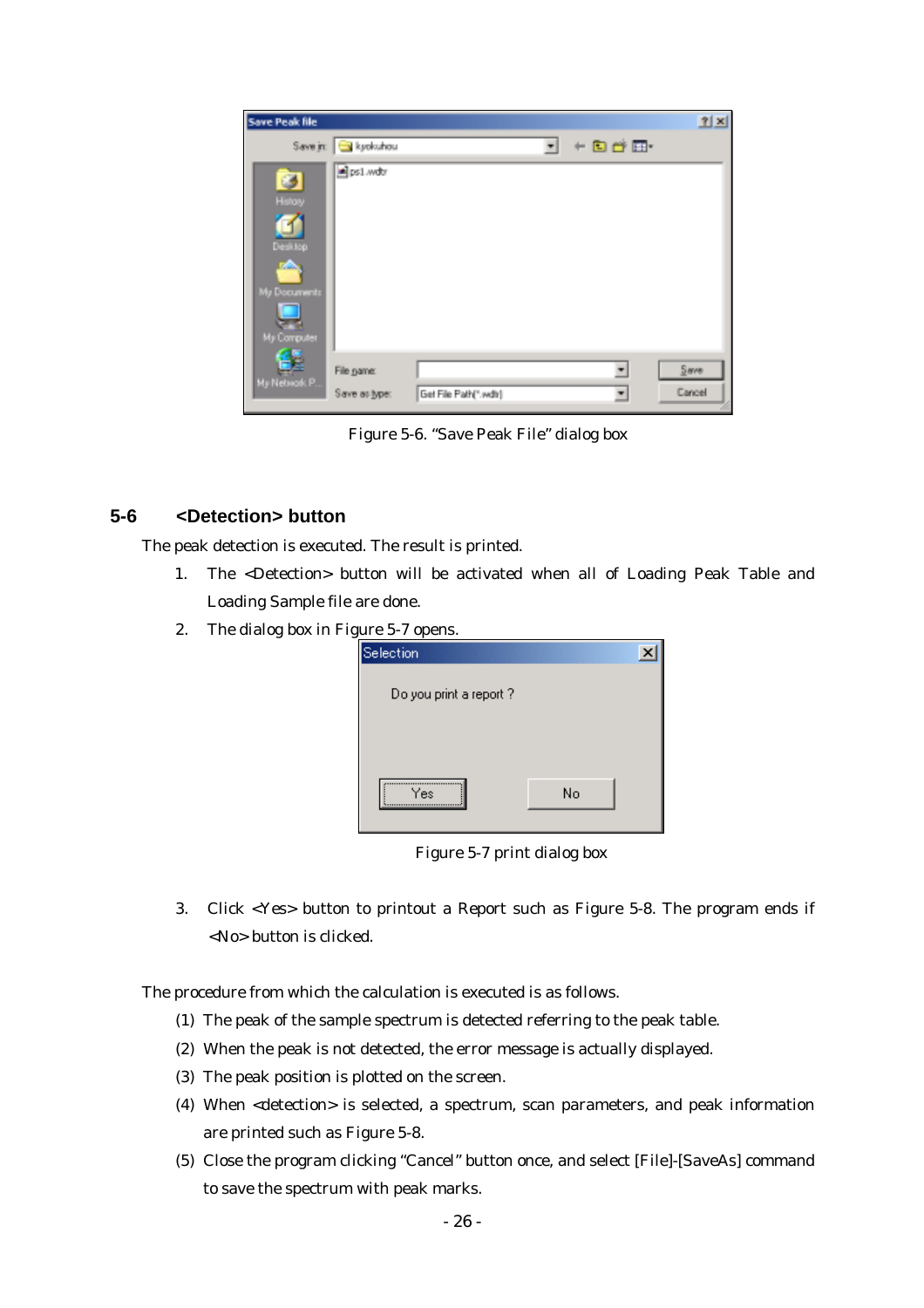Figure 5-6. “Save Peak File” dialog box

## 5-6 <Detection> button

The peak detection is executed. The result is printed.

1. The <Detection> button will be activated when all of Loading Peak Table and Loading Sample file are done.
2. The dialog box in Figure 5-7 opens.

Figure 5-7 print dialog box

3. Click <Yes> button to printout a Report such as Figure 5-8. The program ends if <No> button is clicked.

The procedure from which the calculation is executed is as follows.

(1) The peak of the sample spectrum is detected referring to the peak table.
(2) When the peak is not detected, the error message is actually displayed.
(3) The peak position is plotted on the screen.
(4) When <detection> is selected, a spectrum, scan parameters, and peak information are printed such as Figure 5-8.
(5) Close the program clicking “Cancel” button once, and select [File]-[SaveAs] command to save the spectrum with peak marks.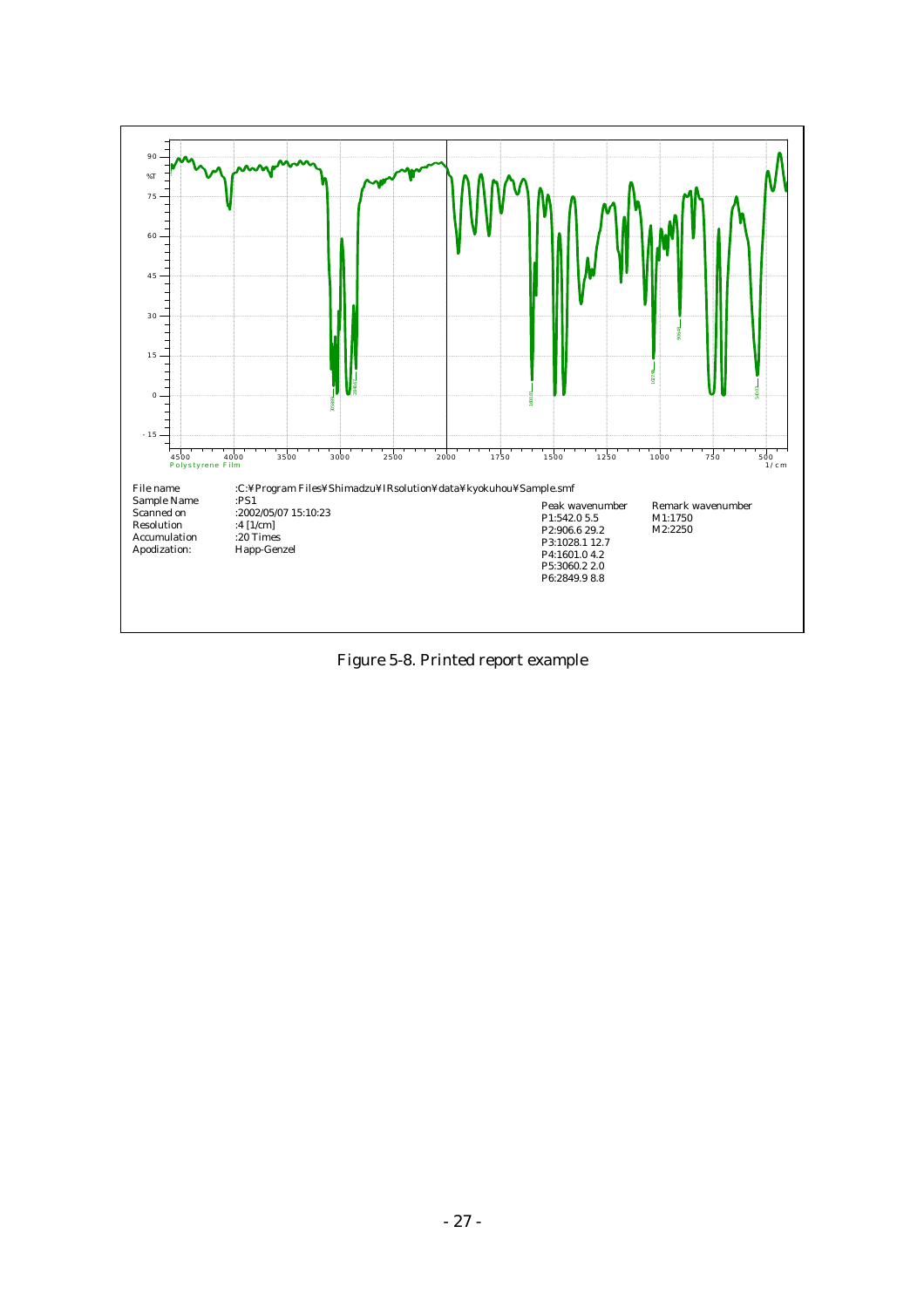File name :C:¥Program Files¥Shimadzu¥IRsolution¥data¥kyokuhou¥Sample.smf

Sample Name :PS1

Scanned on :2002/05/07 15:10:23

Resolution :4 [1/cm]

Accumulation :20 Times

Apodization: Happ-Genzel

| Peak wavenumber | Remark wavenumber |
|---|---|
| P1:542.0 5.5 | M1:1750 |
| P2:906.6 29.2 | M2:2250 |
| P3:1028.1 12.7 | |
| P4:1601.0 4.2 | |
| P5:3060.2 2.0 | |
| P6:2849.9 8.8 | |

Figure 5-8. Printed report example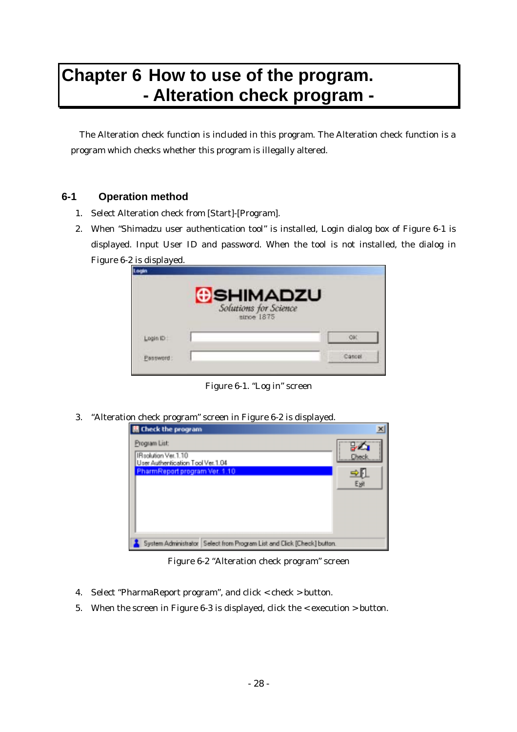# Chapter 6 How to use of the program. - Alteration check program -

The Alteration check function is included in this program. The Alteration check function is a program which checks whether this program is illegally altered.

## 6-1 Operation method

1. Select Alteration check from [Start]-[Program].
2. When "Shimadzu user authentication tool" is installed, Login dialog box of Figure 6-1 is displayed. Input User ID and password. When the tool is not installed, the dialog in Figure 6-2 is displayed.

Figure 6-1. "Log in" screen

3. "Alteration check program" screen in Figure 6-2 is displayed.

Figure 6-2 "Alteration check program" screen

4. Select "PharmaReport program", and click <check> button.
5. When the screen in Figure 6-3 is displayed, click the <execution> button.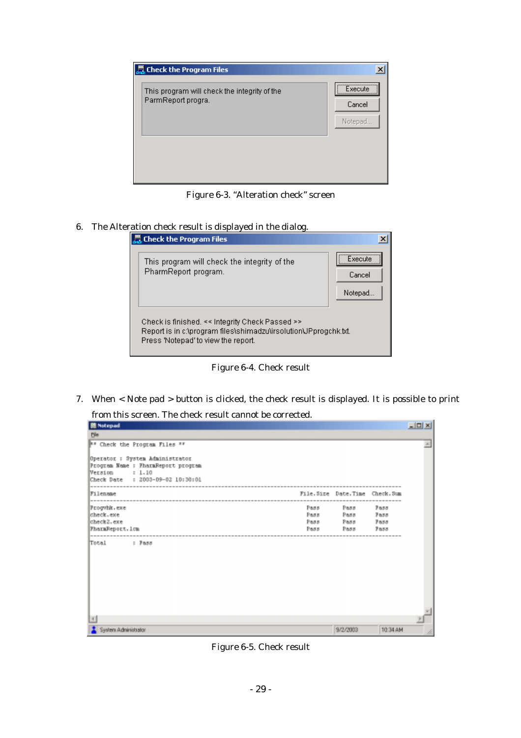Figure 6-3. "Alteration check" screen

6. The Alteration check result is displayed in the dialog.

Figure 6-4. Check result

7. When < Note pad > button is clicked, the check result is displayed. It is possible to print from this screen. The check result cannot be corrected.

Figure 6-5. Check result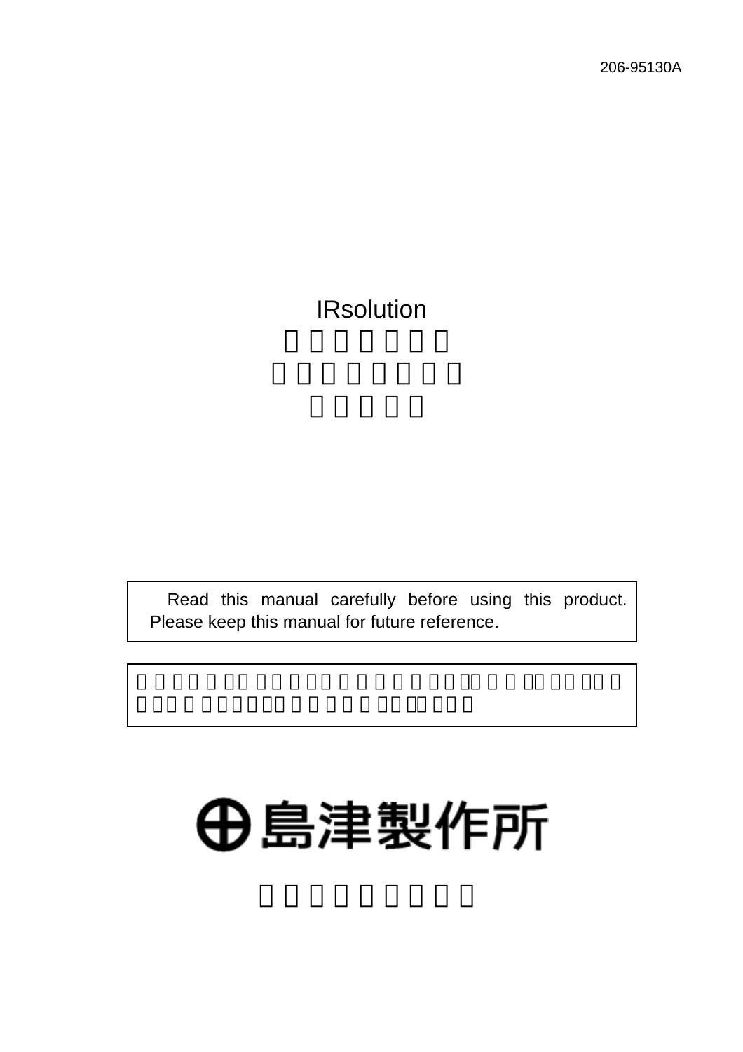206-95130A

# IRsolution

Read this manual carefully before using this product. Please keep this manual for future reference.

島津製作所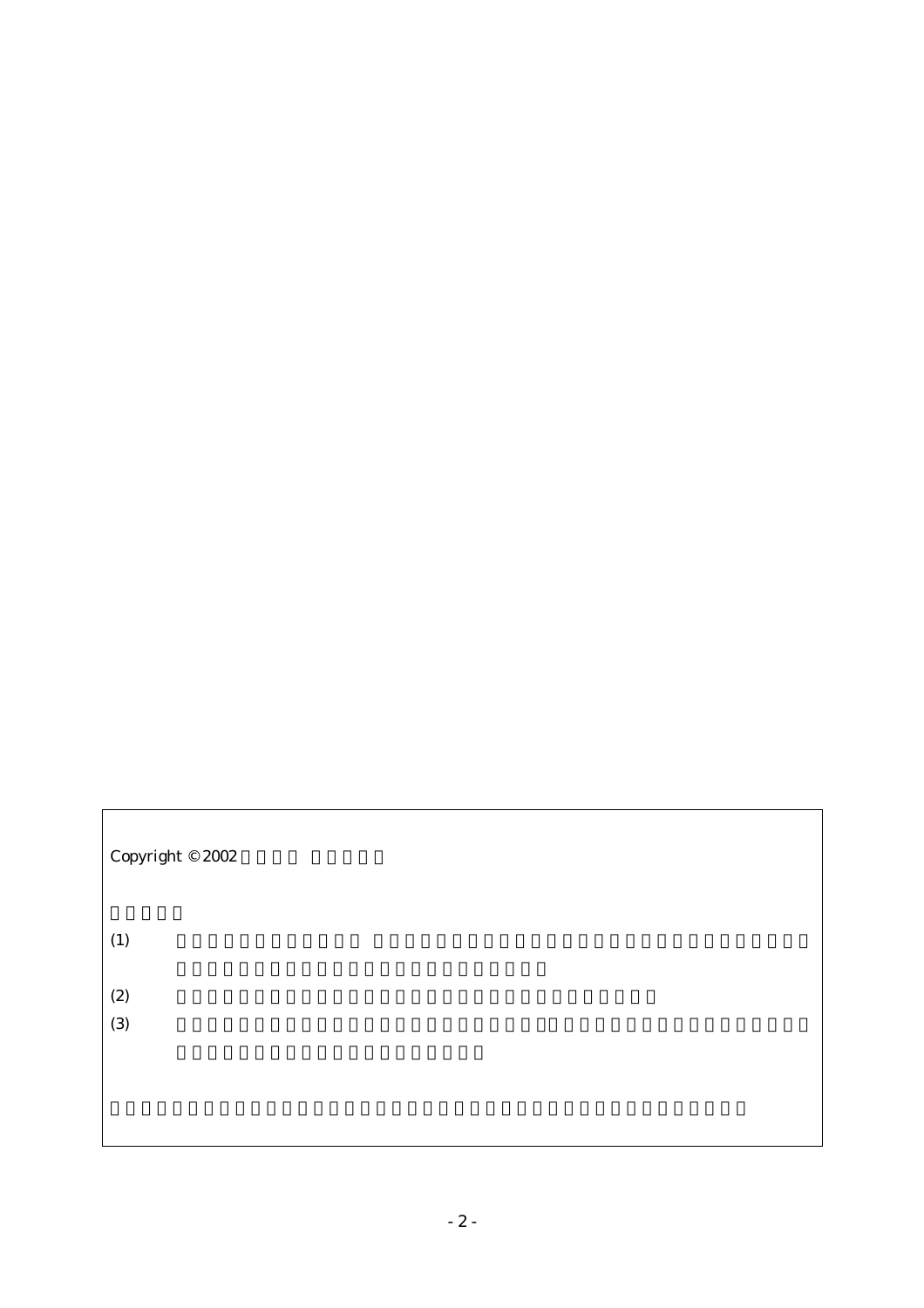Copyright © 2002

(1)

(2)

(3)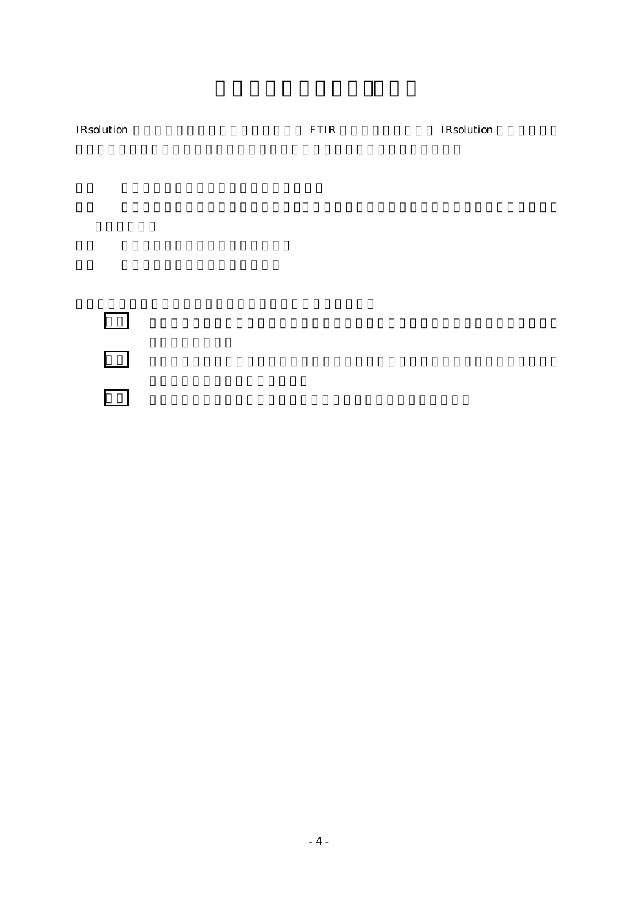IRsolution FTIR IRsolution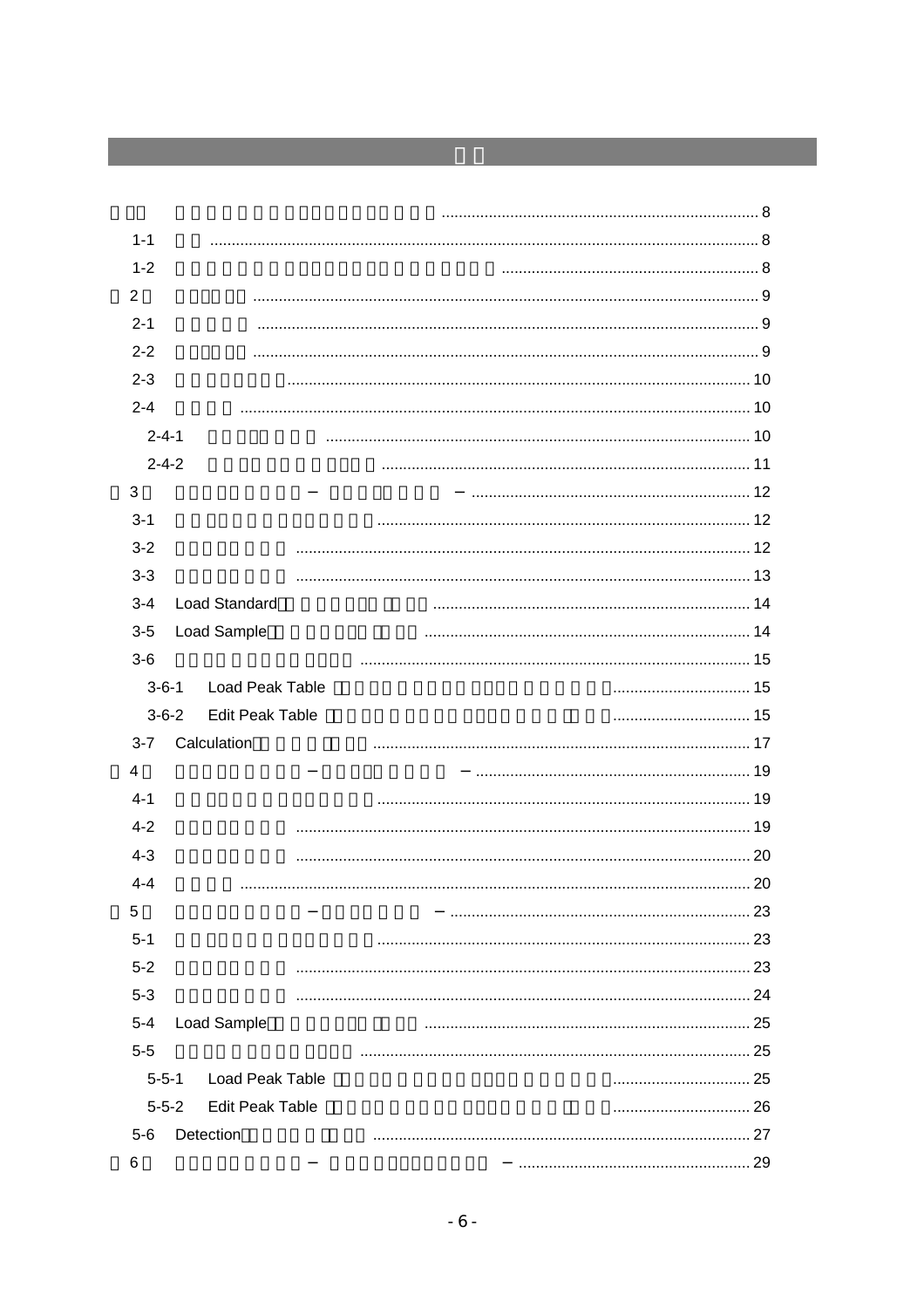| | | |
|---|---|---|
| 第1章 | | 8 |
| 1-1 | | 8 |
| 1-2 | | 8 |
| 第2章 | | 9 |
| 2-1 | | 9 |
| 2-2 | | 9 |
| 2-3 | | 10 |
| 2-4 | | 10 |
| 2-4-1 | | 10 |
| 2-4-2 | | 11 |
| 第3章 | − − | 12 |
| 3-1 | | 12 |
| 3-2 | | 12 |
| 3-3 | | 13 |
| 3-4 | Load Standard | 14 |
| 3-5 | Load Sample | 14 |
| 3-6 | | 15 |
| 3-6-1 | Load Peak Table | 15 |
| 3-6-2 | Edit Peak Table | 15 |
| 3-7 | Calculation | 17 |
| 第4章 | − − | 19 |
| 4-1 | | 19 |
| 4-2 | | 19 |
| 4-3 | | 20 |
| 4-4 | | 20 |
| 第5章 | − − | 23 |
| 5-1 | | 23 |
| 5-2 | | 23 |
| 5-3 | | 24 |
| 5-4 | Load Sample | 25 |
| 5-5 | | 25 |
| 5-5-1 | Load Peak Table | 25 |
| 5-5-2 | Edit Peak Table | 26 |
| 5-6 | Detection | 27 |
| 第6章 | − − | 29 |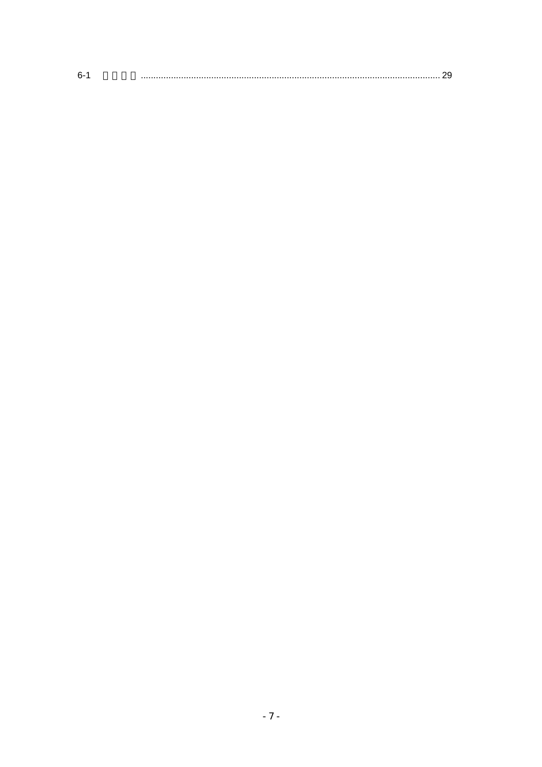6-1 □□□□ ........................................................................................................................ 29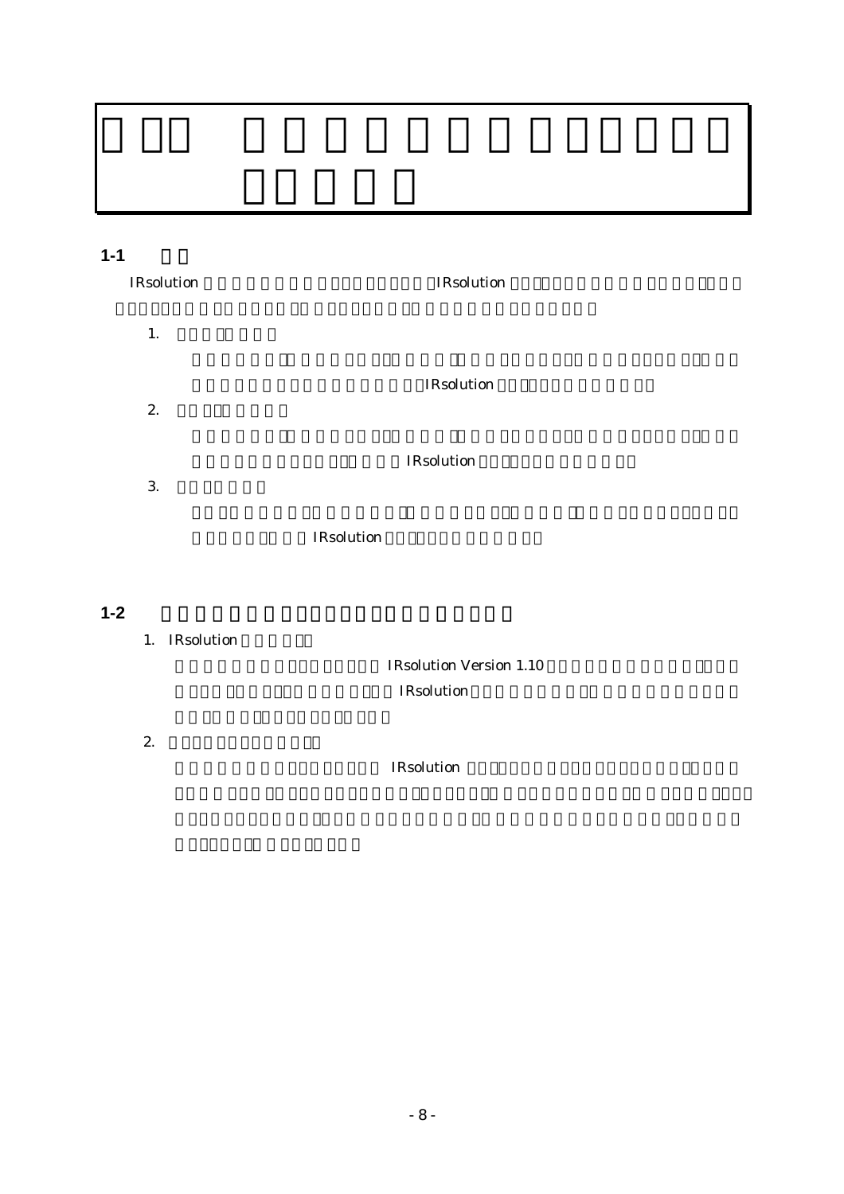## 1-1

IRsolution　　　　　　　　　　　　　　　　IRsolution

1.

IRsolution

2.

IRsolution

3.

IRsolution

## 1-2

1. IRsolution

IRsolution Version 1.10

IRsolution

2.

IRsolution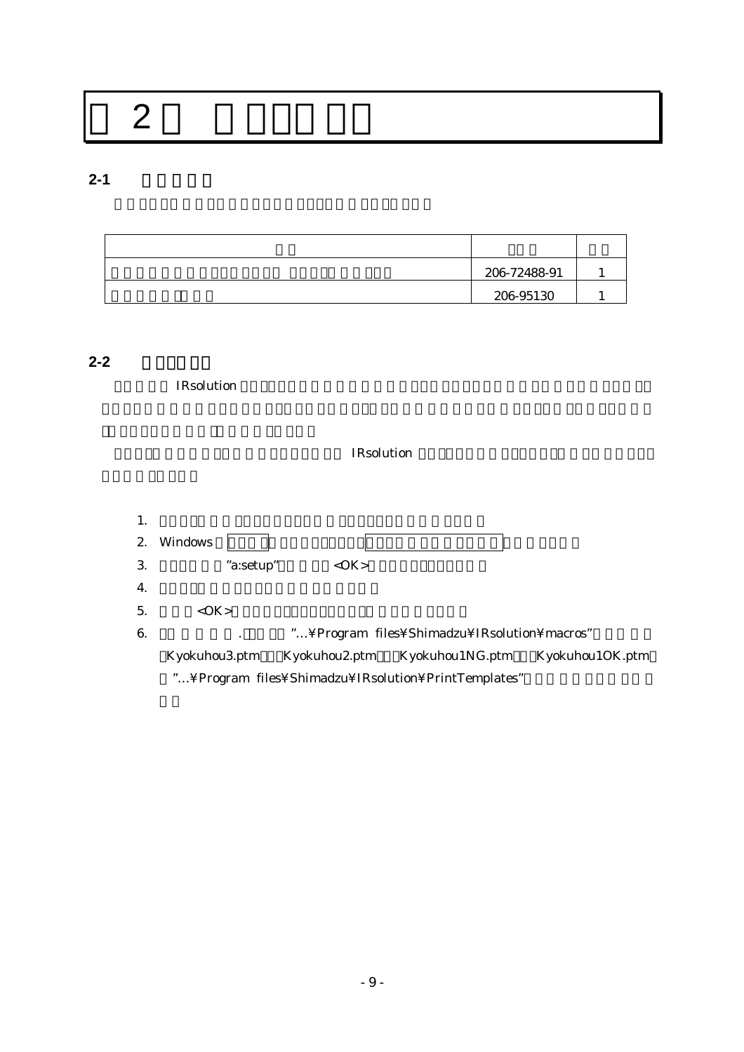# 2

## 2-1

| | | |
|---|---|---|
| | | |
| | 206-72488-91 | 1 |
| | 206-95130 | 1 |

## 2-2

IRsolution

IRsolution

1.
2. Windows
3. "a:setup" <OK>
4.
5. <OK>
6. . "...¥Program files¥Shimadzu¥IRsolution¥macros" Kyokuhou3.ptm Kyokuhou2.ptm Kyokuhou1NG.ptm Kyokuhou1OK.ptm "...¥Program files¥Shimadzu¥IRsolution¥PrintTemplates"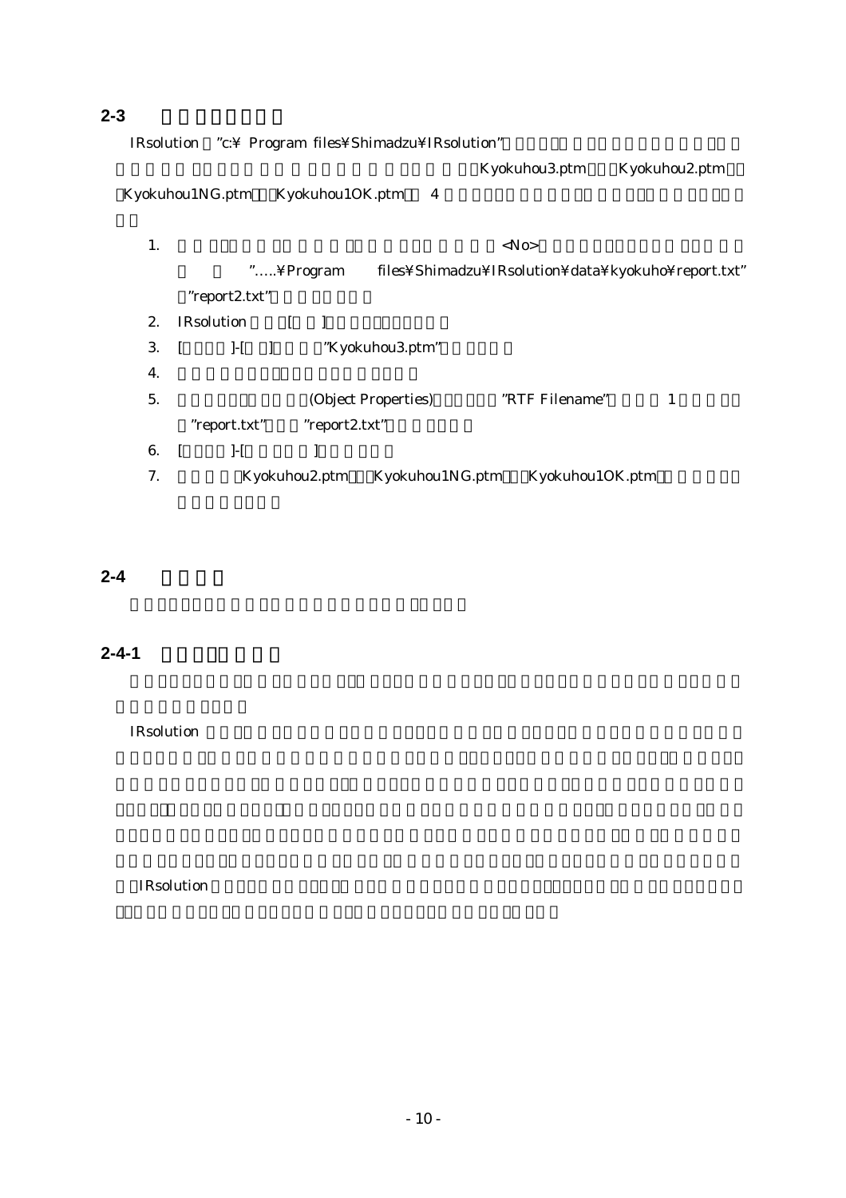## 2-3

IRsolution "c:¥ Program files¥Shimadzu¥IRsolution" Kyokuhou3.ptm Kyokuhou2.ptm Kyokuhou1NG.ptm Kyokuhou1OK.ptm 4

1. <No> "…..¥Program files¥Shimadzu¥IRsolution¥data¥kyokuho¥report.txt" "report2.txt"
2. IRsolution [ ]
3. [ ]-[ ] "Kyokuhou3.ptm"
4.
5. (Object Properties) "RTF Filename" 1 "report.txt" "report2.txt"
6. [ ]-[ ]
7. Kyokuhou2.ptm Kyokuhou1NG.ptm Kyokuhou1OK.ptm

## 2-4

### 2-4-1

IRsolution

IRsolution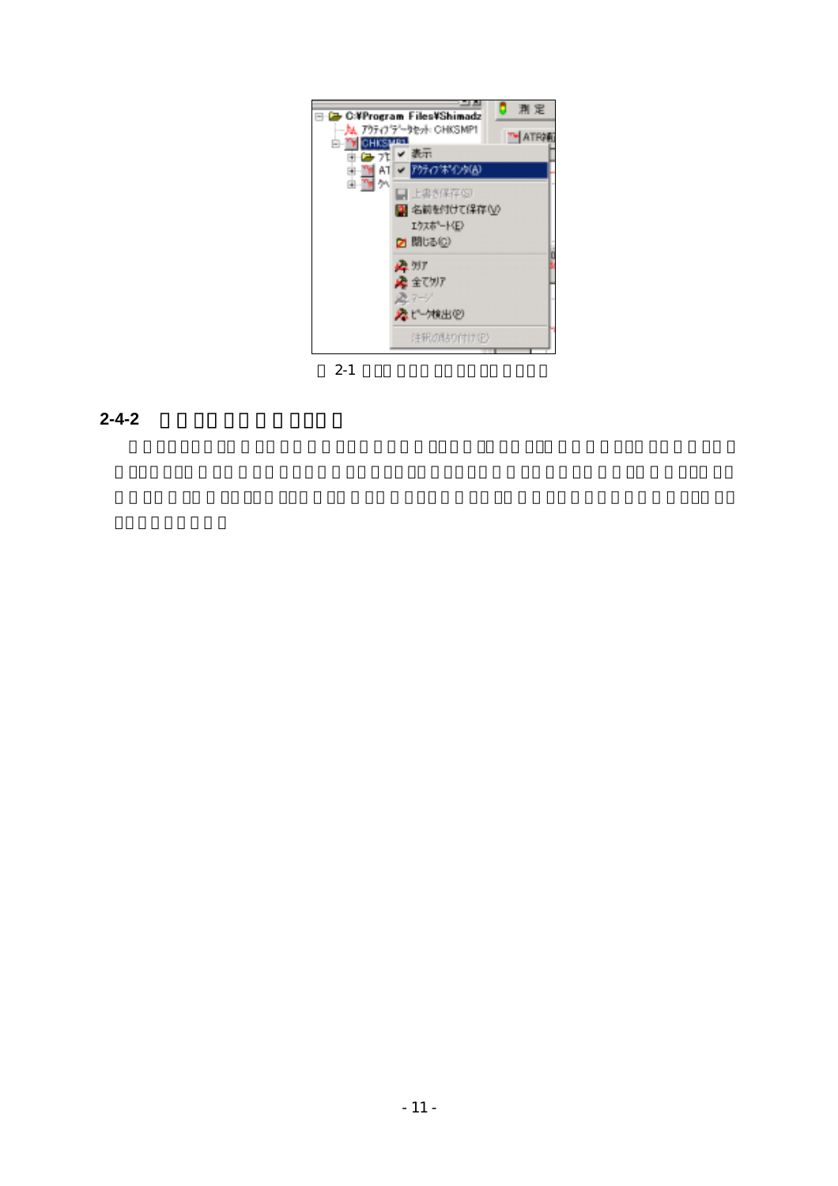2-1

## 2-4-2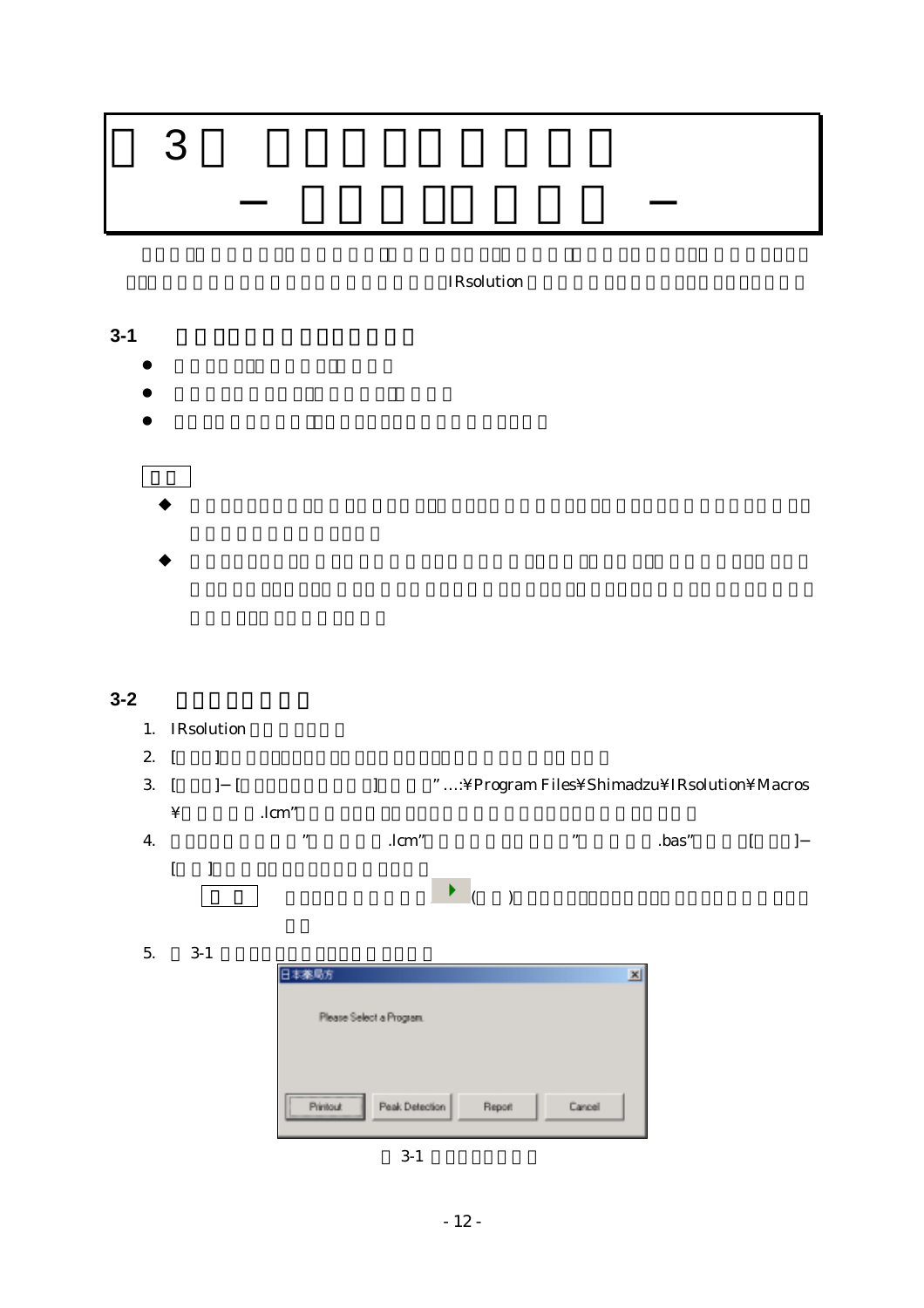# 3

IRsolution

## 3-1

-
-
-

◆

◆

## 3-2

1. IRsolution
2. [ ]
3. [ ]−[ ] ”…:¥Program Files¥Shimadzu¥IRsolution¥Macros¥ .lcm”
4. ” .lcm” ” .bas” [ ]−[ ]

   (　)

5. 3-1

日本薬局方

Please Select a Program.

Printout | Peak Detection | Report | Cancel

3-1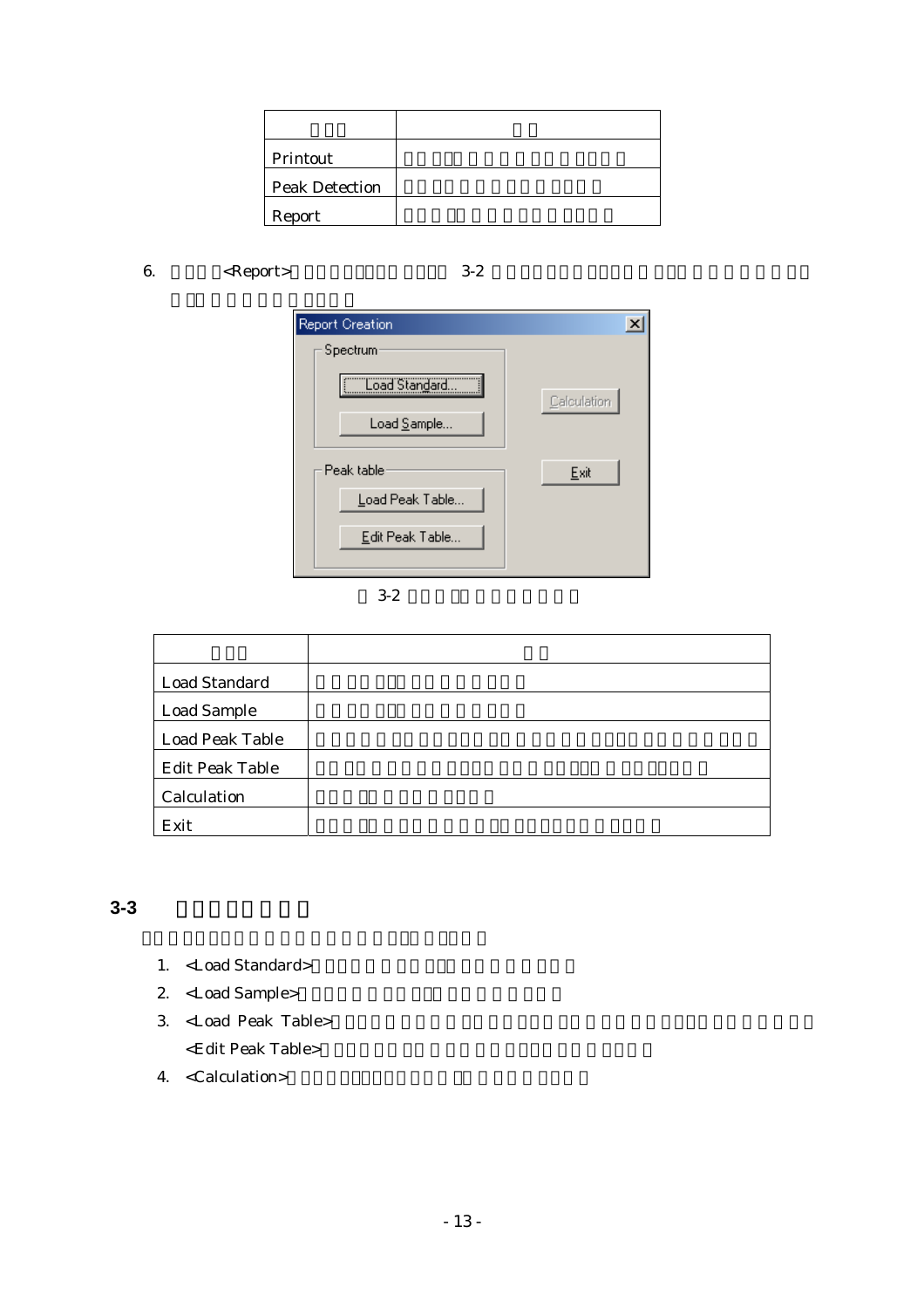| | |
|---|---|
| Printout | |
| Peak Detection | |
| Report | |

6. <Report> 3-2

Report Creation

Spectrum: Load Standard... / Load Sample...

Peak table: Load Peak Table... / Edit Peak Table...

Calculation / Exit

3-2

| | |
|---|---|
| Load Standard | |
| Load Sample | |
| Load Peak Table | |
| Edit Peak Table | |
| Calculation | |
| Exit | |

## 3-3

1. <Load Standard>
2. <Load Sample>
3. <Load Peak Table>
   <Edit Peak Table>
4. <Calculation>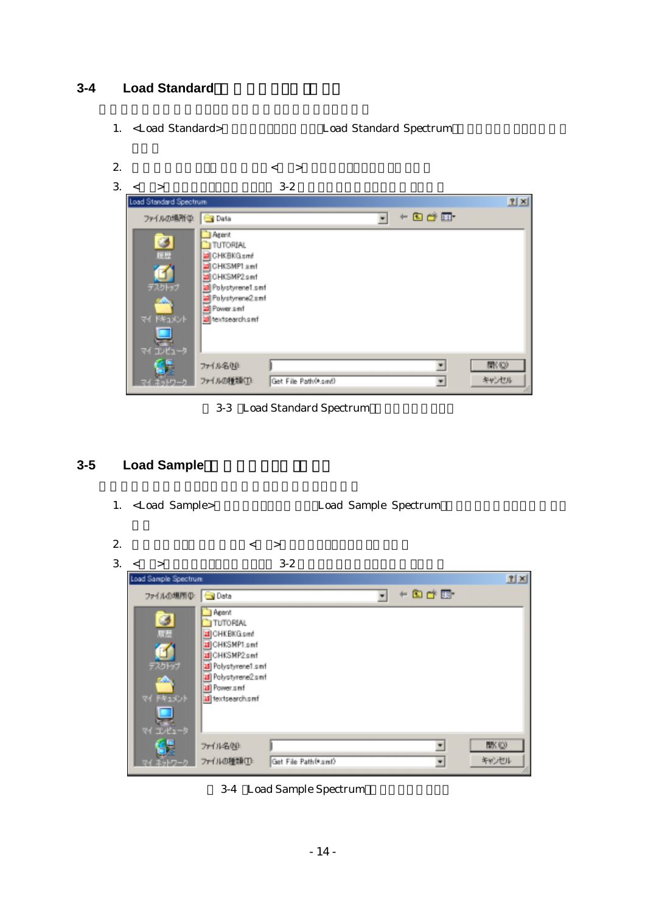## 3-4 Load Standard

1. <Load Standard> Load Standard Spectrum
2. < >
3. < > 3-2

3-3 Load Standard Spectrum

## 3-5 Load Sample

1. <Load Sample> Load Sample Spectrum
2. < >
3. < > 3-2

3-4 Load Sample Spectrum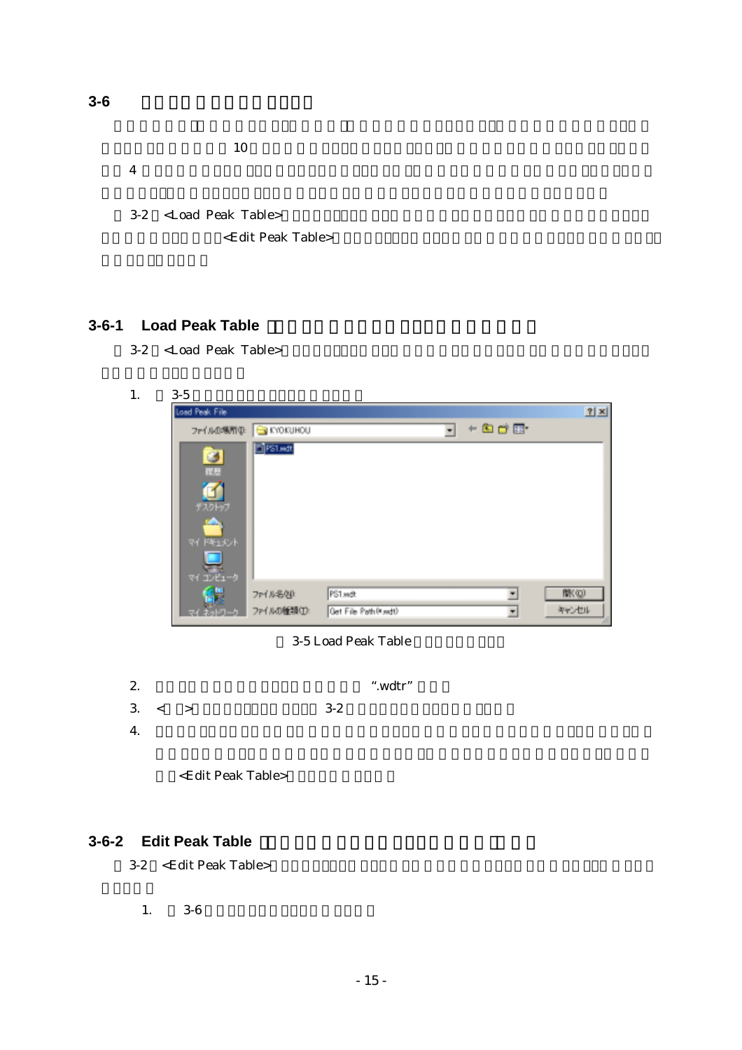## 3-6

10

4

3-2 <Load Peak Table>

<Edit Peak Table>

### 3-6-1 Load Peak Table

3-2 <Load Peak Table>

1. 3-5

3-5 Load Peak Table

2. ".wdtr"
3. < > 3-2
4. <Edit Peak Table>

### 3-6-2 Edit Peak Table

3-2 <Edit Peak Table>

1. 3-6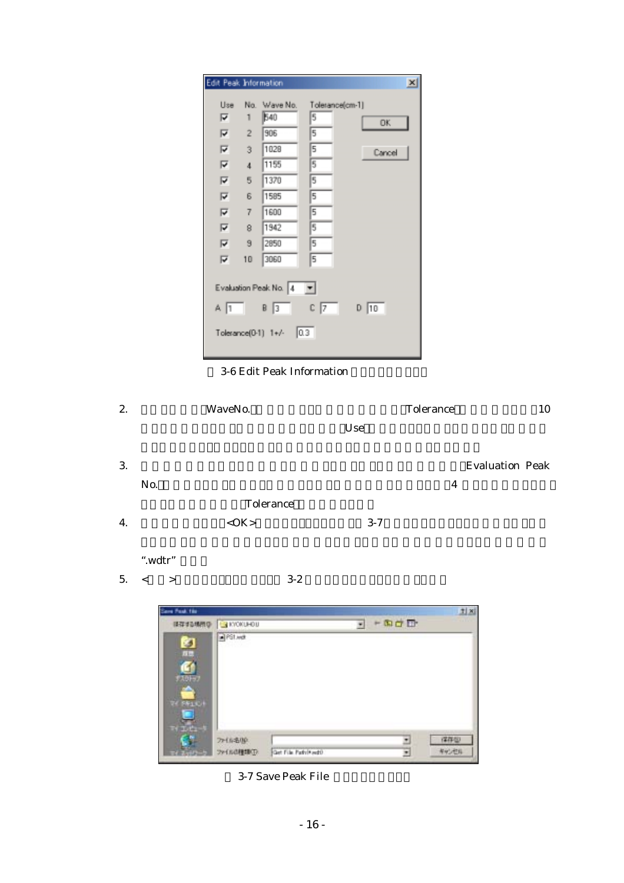図 3-6 Edit Peak Information

2. WaveNo. Tolerance 10 Use

3. Evaluation Peak No. 4 Tolerance

4. <OK> 3-7 ".wdtr"

5. < > 3-2

図 3-7 Save Peak File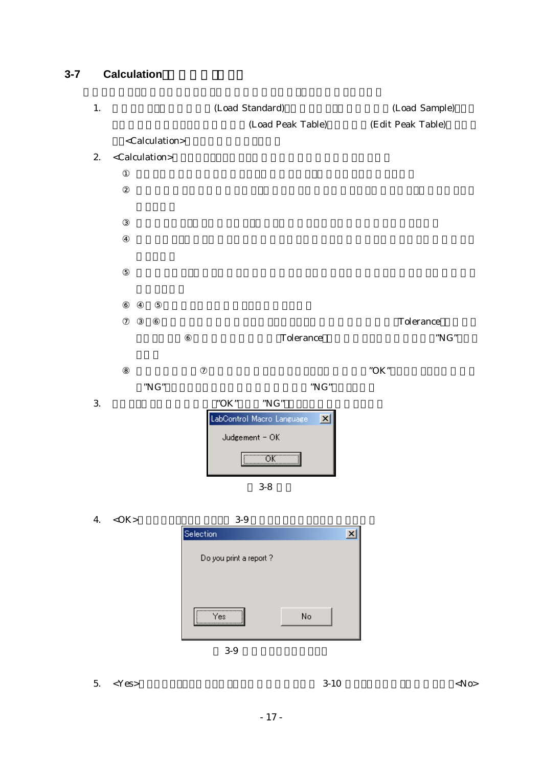## 3-7 Calculation

1. (Load Standard) (Load Sample) (Load Peak Table) (Edit Peak Table) <Calculation>

2. <Calculation>

   ①

   ②

   ③

   ④

   ⑤

   ⑥ ④ ⑤

   ⑦ ③ ⑥ Tolerance ⑥ Tolerance "NG"

   ⑧ ⑦ "OK" "NG" "NG"

3. "OK" "NG"

LabControl Macro Language

Judgement - OK

OK

3-8

4. <OK> 3-9

Selection

Do you print a report ?

Yes No

3-9

5. <Yes> 3-10 <No>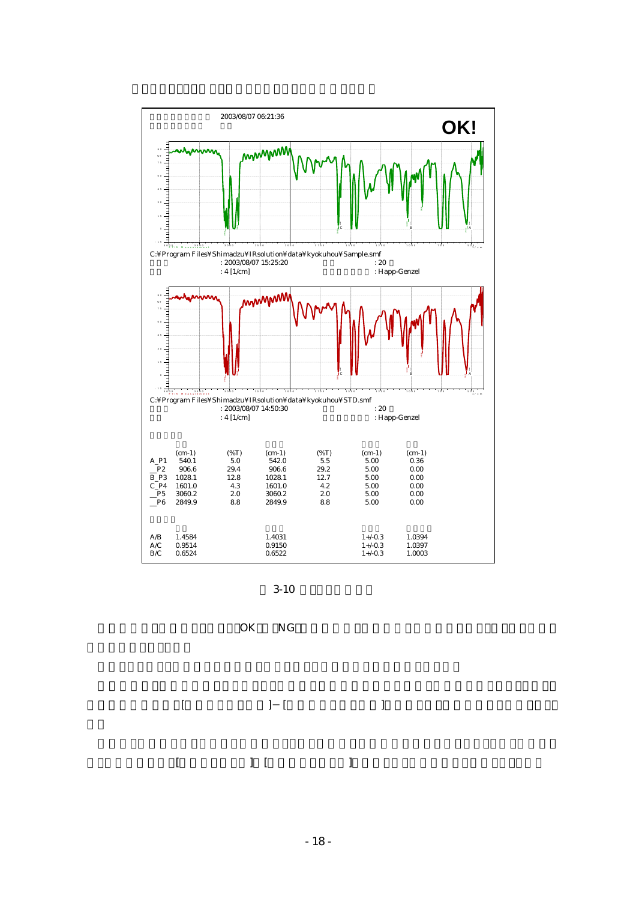2003/08/07 06:21:36

OK!

C:¥Program Files¥Shimadzu¥IRsolution¥data¥kyokuhou¥Sample.smf

: 2003/08/07 15:25:20 : 20

: 4 [1/cm] : Happ-Genzel

C:¥Program Files¥Shimadzu¥IRsolution¥data¥kyokuhou¥STD.smf

: 2003/08/07 14:50:30 : 20

: 4 [1/cm] : Happ-Genzel

| | (cm-1) | (%T) | (cm-1) | (%T) | (cm-1) | (cm-1) |
|---|---|---|---|---|---|---|
| A_P1 | 540.1 | 5.0 | 542.0 | 5.5 | 5.00 | 0.36 |
| _P2 | 906.6 | 29.4 | 906.6 | 29.2 | 5.00 | 0.00 |
| B_P3 | 1028.1 | 12.8 | 1028.1 | 12.7 | 5.00 | 0.00 |
| C_P4 | 1601.0 | 4.3 | 1601.0 | 4.2 | 5.00 | 0.00 |
| _P5 | 3060.2 | 2.0 | 3060.2 | 2.0 | 5.00 | 0.00 |
| _P6 | 2849.9 | 8.8 | 2849.9 | 8.8 | 5.00 | 0.00 |

| | | | | |
|---|---|---|---|---|
| A/B | 1.4584 | 1.4031 | 1+/-0.3 | 1.0394 |
| A/C | 0.9514 | 0.9150 | 1+/-0.3 | 1.0397 |
| B/C | 0.6524 | 0.6522 | 1+/-0.3 | 1.0003 |

3-10

OK NG

[ ] − [ ]

[ ] [ ]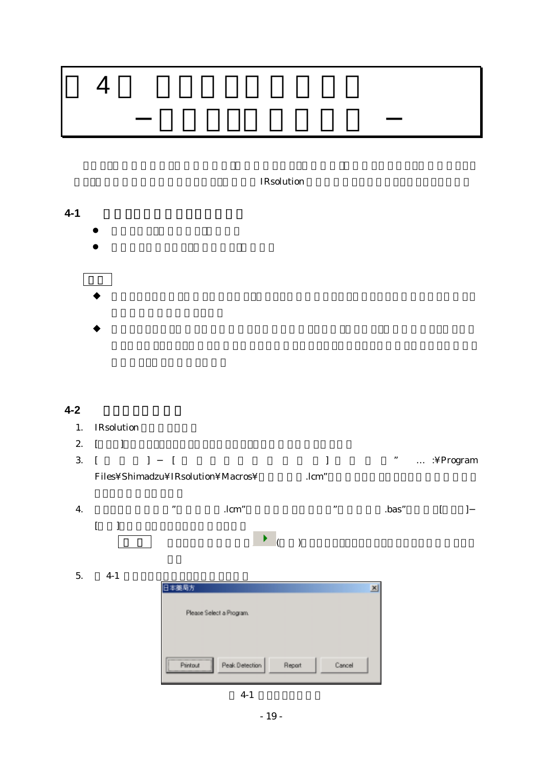# 4

IRsolution

## 4-1

## 4-2

1. IRsolution
2. [ ]
3. [ ] − [ ] ” … :¥Program Files¥Shimadzu¥IRsolution¥Macros¥ .lcm”
4. ” .lcm” ” .bas” [ ]− [ ]

   ( )

5. 4-1

日本薬局方

Please Select a Program.

Printout | Peak Detection | Report | Cancel

4-1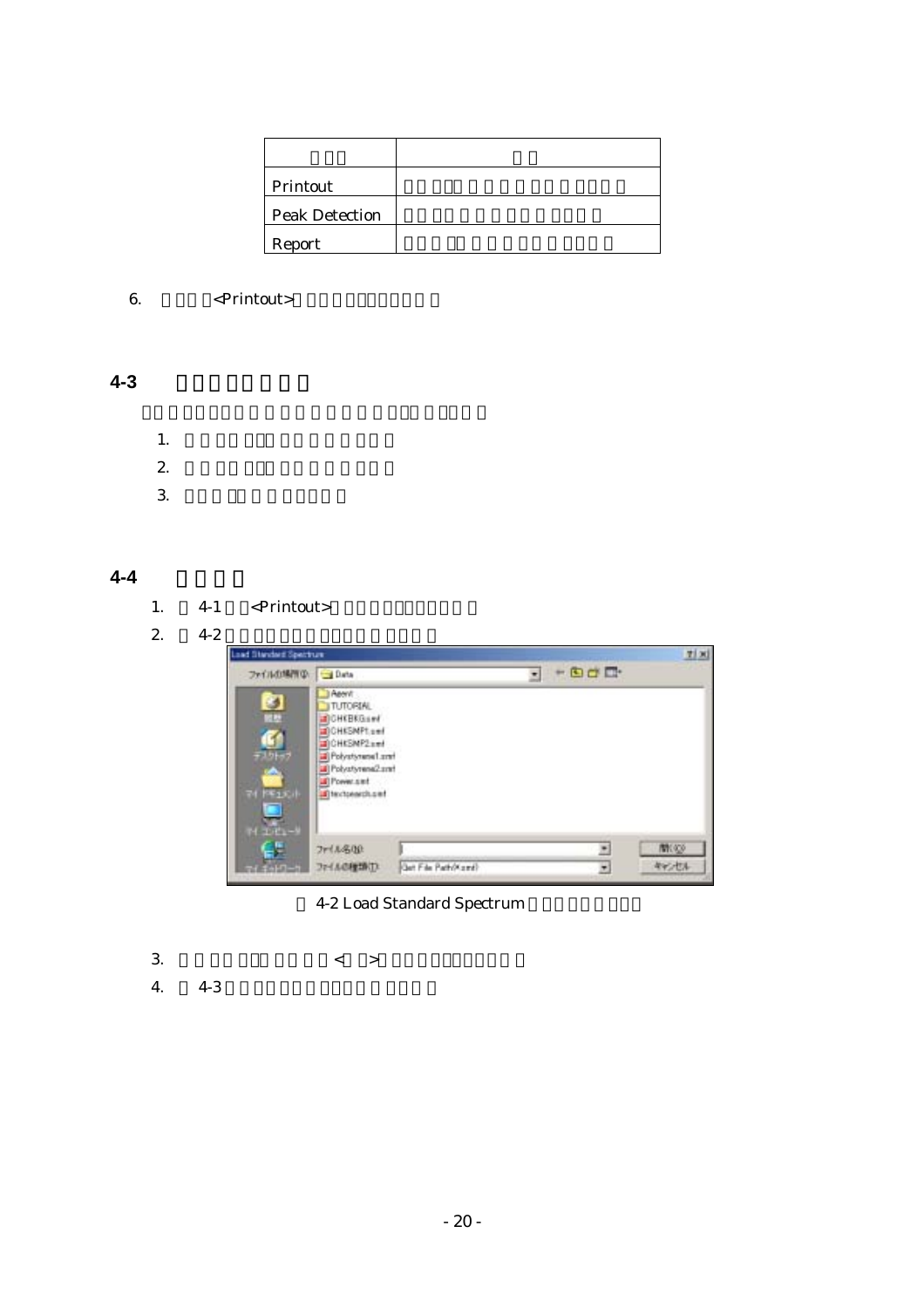| | |
|---|---|
| Printout | |
| Peak Detection | |
| Report | |

6. <Printout>

## 4-3

1.
2.
3.

## 4-4

1. 4-1 <Printout>
2. 4-2

4-2 Load Standard Spectrum

3. < >
4. 4-3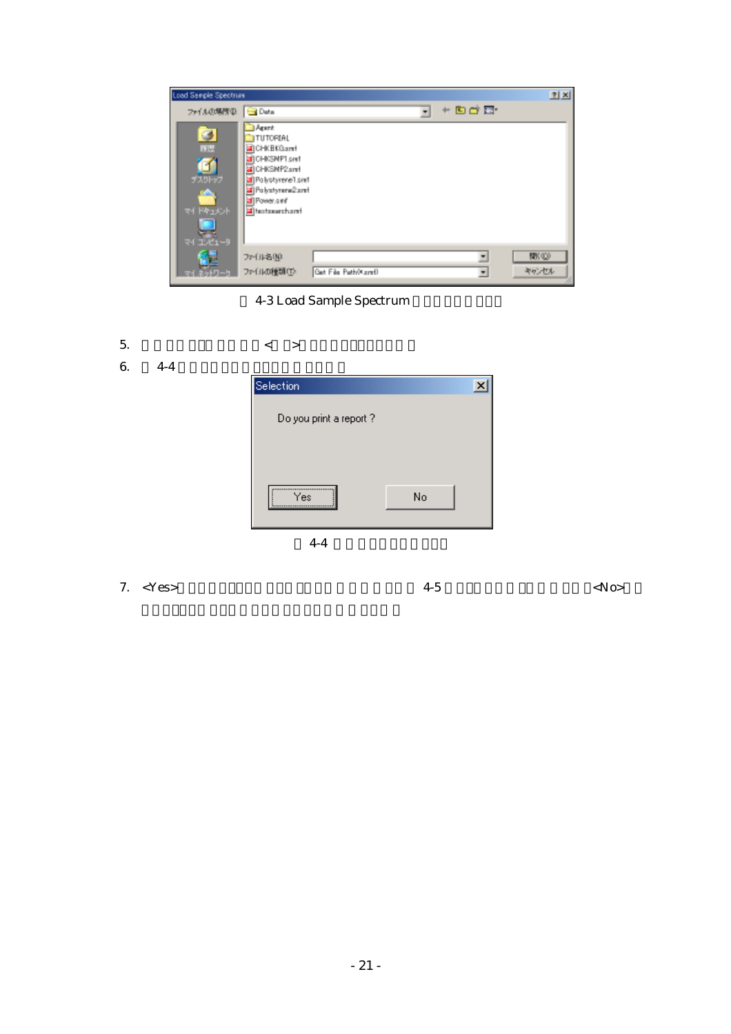図 4-3 Load Sample Spectrum □□□□□□□

5. □□□□□□□□□□□<□□>□□□□□□□□□□□

6. □ 4-4 □□□□□□□□□□□□□□□□

Selection

Do you print a report ?

Yes No

図 4-4 □□□□□□□□□□

7. <Yes>□□□□□□□□□□□□□□□□□□□□□□□□ 4-5 □□□□□□□□□□□□□□□<No>□□□□□□□□□□□□□□□□□□□□□□□□□□□□□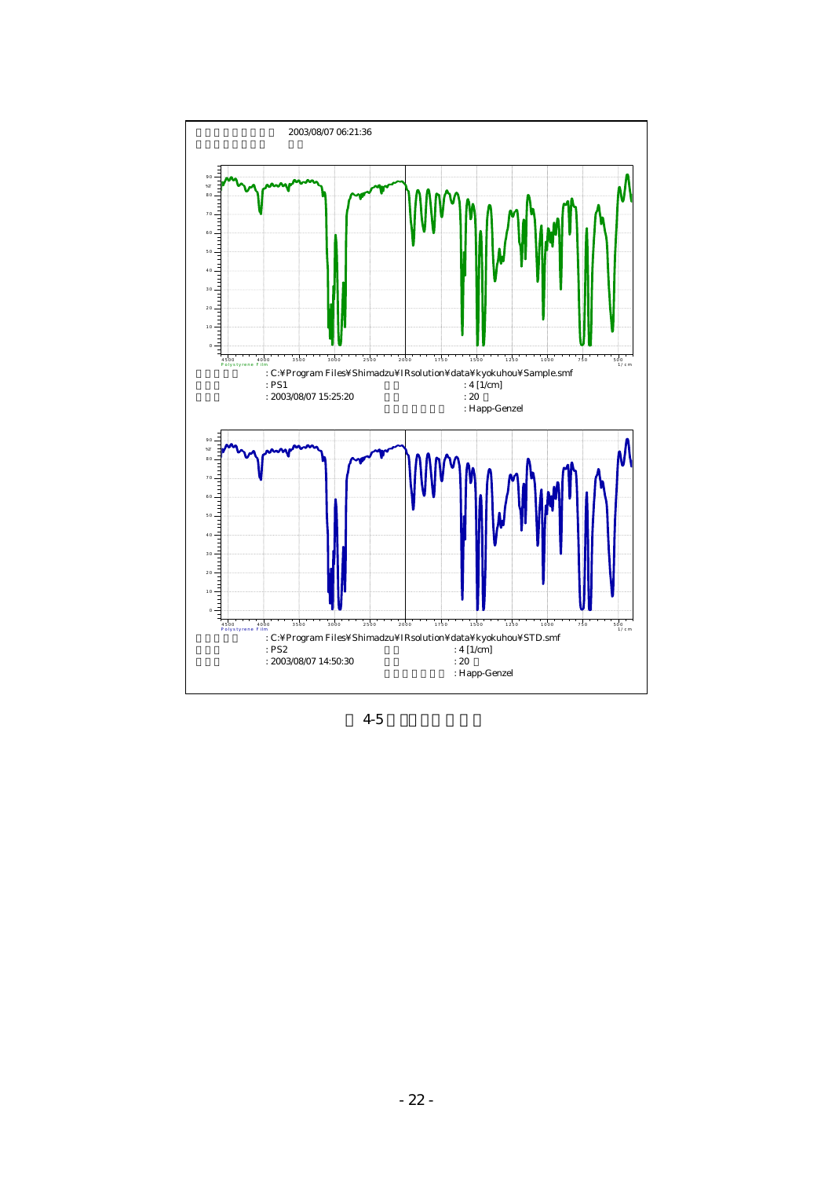2003/08/07 06:21:36

: C:¥Program Files¥Shimadzu¥IRsolution¥data¥kyokuhou¥Sample.smf
: PS1 : 4 [1/cm]
: 2003/08/07 15:25:20 : 20
: Happ-Genzel

: C:¥Program Files¥Shimadzu¥IRsolution¥data¥kyokuhou¥STD.smf
: PS2 : 4 [1/cm]
: 2003/08/07 14:50:30 : 20
: Happ-Genzel

4-5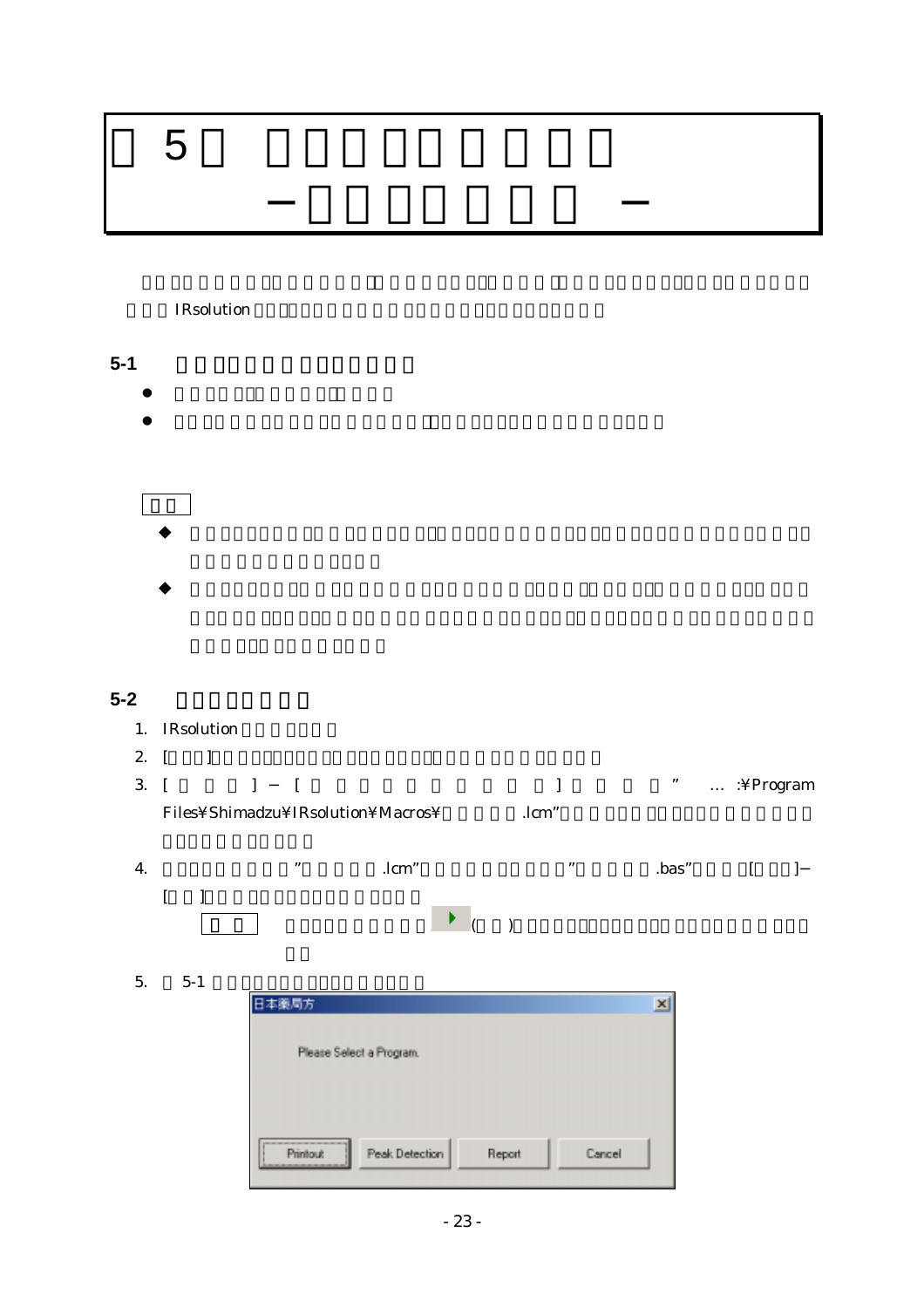# 5

IRsolution

## 5-1

-
-

- 
- 

## 5-2

1. IRsolution
2. [ ]
3. [ ] − [ ] ” … :¥Program Files¥Shimadzu¥IRsolution¥Macros¥ .lcm”
4. ” .lcm” ” .bas” [ ]− [ ]

   ( )

5. 5-1

日本薬局方

Please Select a Program.

Printout | Peak Detection | Report | Cancel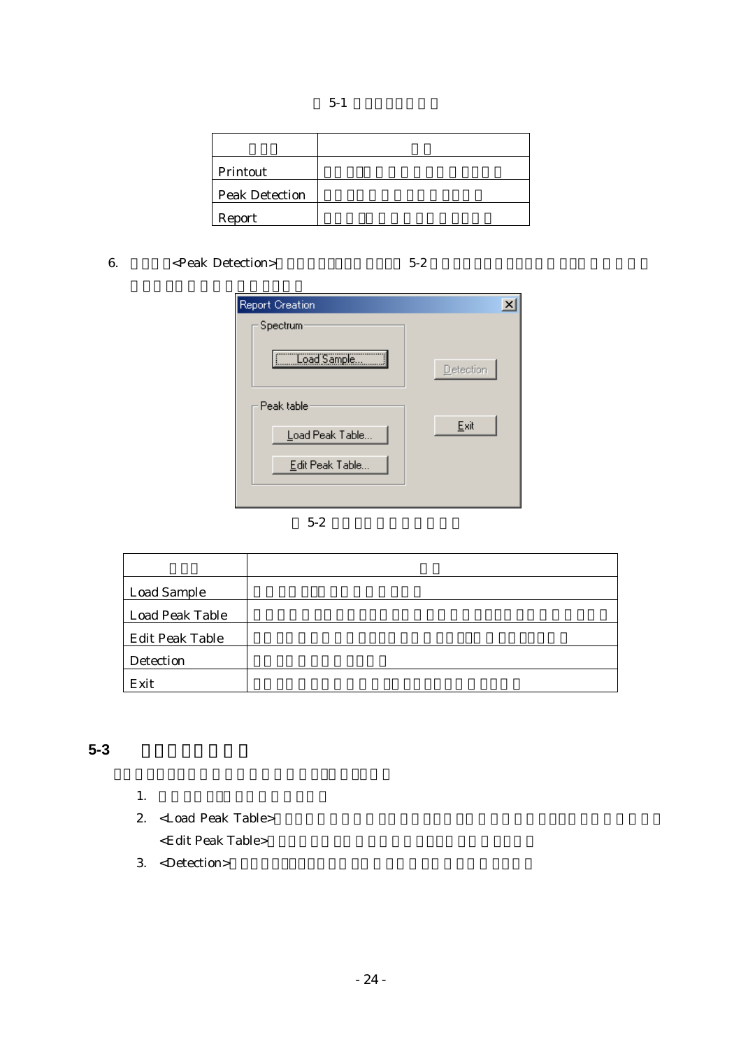表 5-1

| | |
|---|---|
| Printout | |
| Peak Detection | |
| Report | |

6. <Peak Detection> 5-2

表 5-2

| | |
|---|---|
| Load Sample | |
| Load Peak Table | |
| Edit Peak Table | |
| Detection | |
| Exit | |

## 5-3

1.
2. <Load Peak Table>
   <Edit Peak Table>
3. <Detection>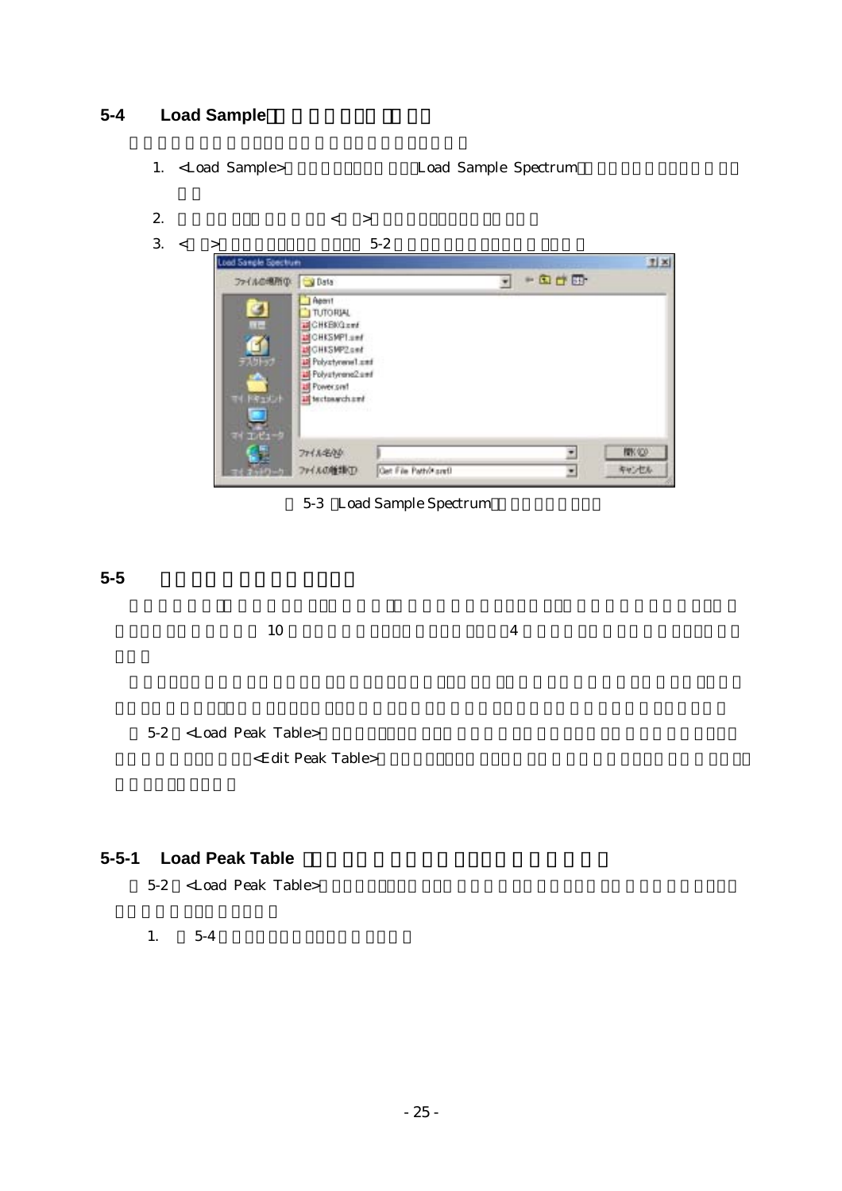## 5-4 Load Sample

1. <Load Sample> Load Sample Spectrum

2. < >

3. < > 5-2

5-3 Load Sample Spectrum

## 5-5

10 4

5-2 <Load Peak Table> <Edit Peak Table>

### 5-5-1 Load Peak Table

5-2 <Load Peak Table>

1. 5-4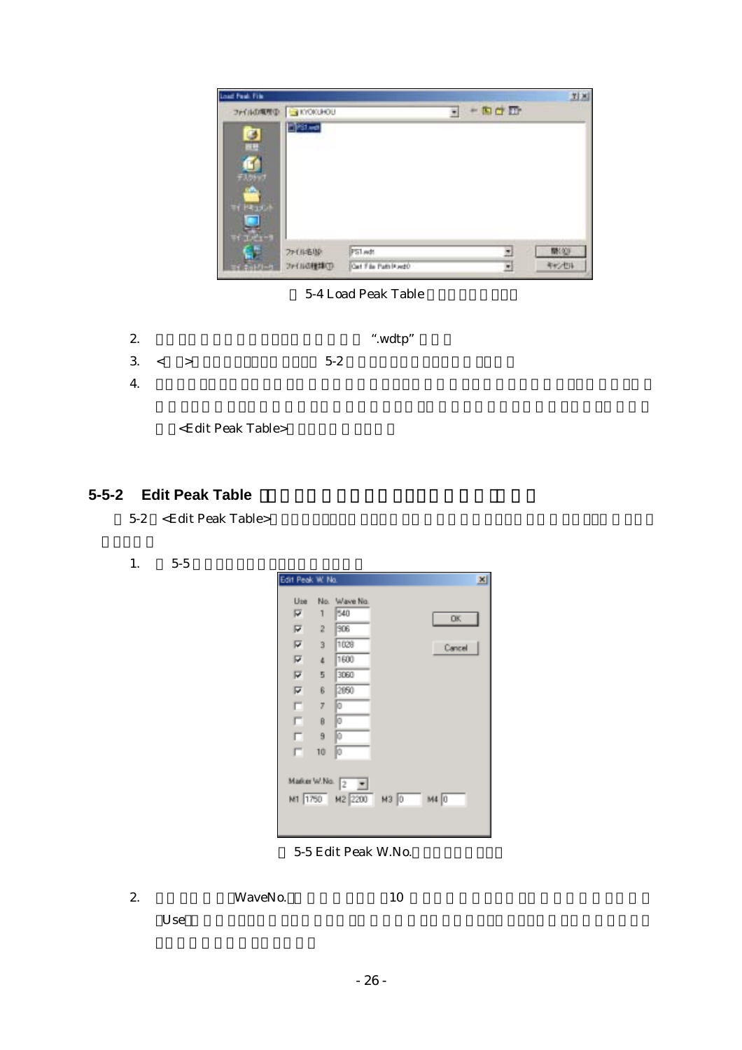5-4 Load Peak Table

2. “.wdtp”

3. < > 5-2

4. <Edit Peak Table>

## 5-5-2 Edit Peak Table

5-2 <Edit Peak Table>

1. 5-5

5-5 Edit Peak W.No.

2. WaveNo. 10 Use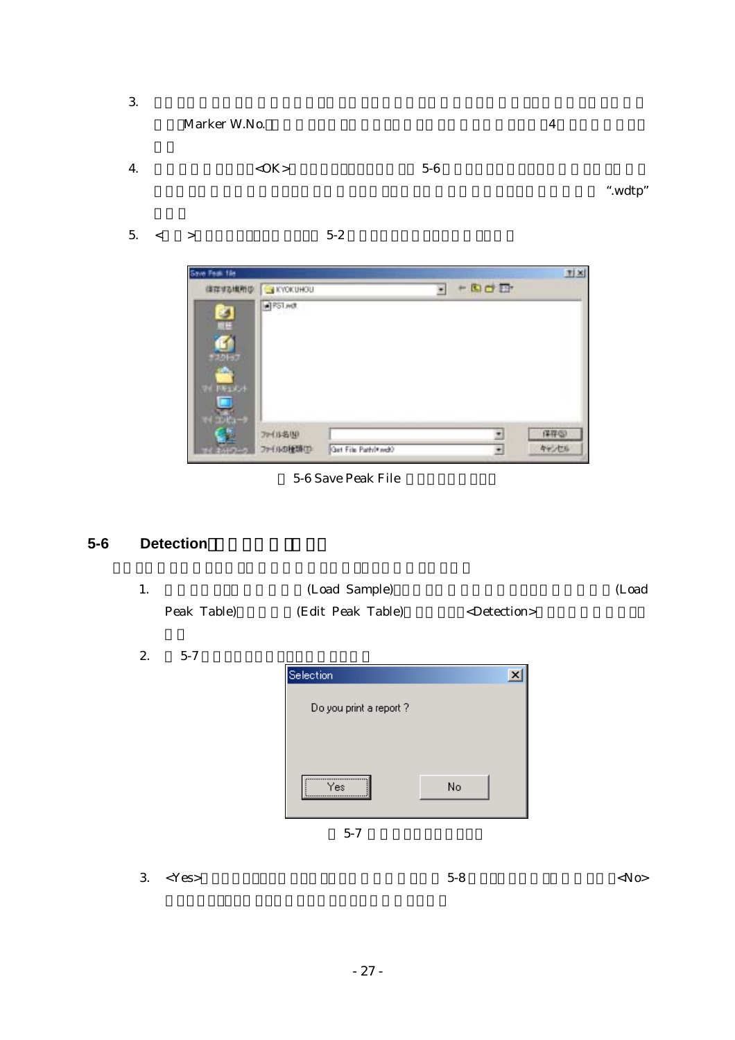3. 　　　　　　　　　　　　　　　　　　　　　　　　　　　　　　　　　　　　　　Marker W.No.　　　　　　　　　　　　　　　　　　　4　　　　　　　

4. 　　　　　　　<OK>　　　　　　　　　　　　5-6　　　　　　　　　　　　　　　　　　　　　　　　　　　　　　　　　　　　　　　　　　　　　　　　　　　　　　　".wdtp"

5. <　　>　　　　　　　　　　　5-2　　　　　　　　　　　　　　　

5-6 Save Peak File 

## 5-6 Detection

1. 　　　　　　　　　　(Load Sample)　　　　　　　　　　　　　　　　　　(Load Peak Table)　　　　(Edit Peak Table)　　　　<Detection>　　　　　　　

2. 　5-7　　　　　　　　　　　　　

Selection

Do you print a report ?

Yes　No

5-7 

3. <Yes>　　　　　　　　　　　　　　　　　　　5-8　　　　　　　　　　　<No>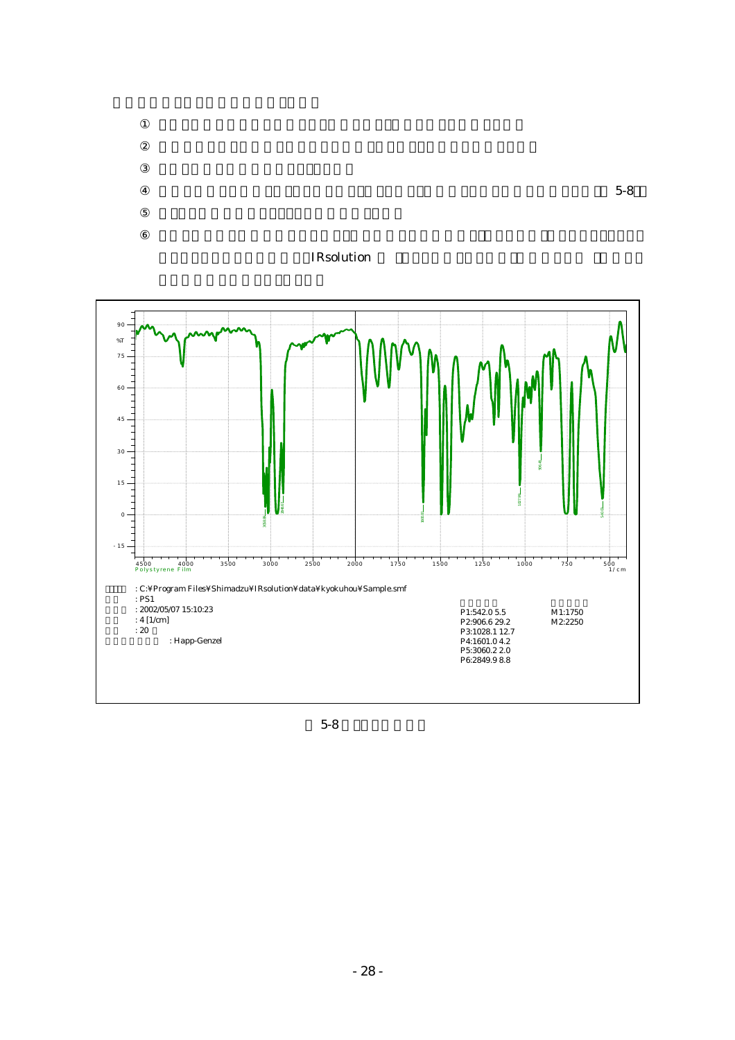①

②

③

④ 5-8

⑤

⑥ IRsolution

: C:¥Program Files¥Shimadzu¥IRsolution¥data¥kyokuhou¥Sample.smf
: PS1
: 2002/05/07 15:10:23
: 4 [1/cm]
: 20
: Happ-Genzel

P1:542.0 5.5
P2:906.6 29.2
P3:1028.1 12.7
P4:1601.0 4.2
P5:3060.2 2.0
P6:2849.9 8.8

M1:1750
M2:2250

5-8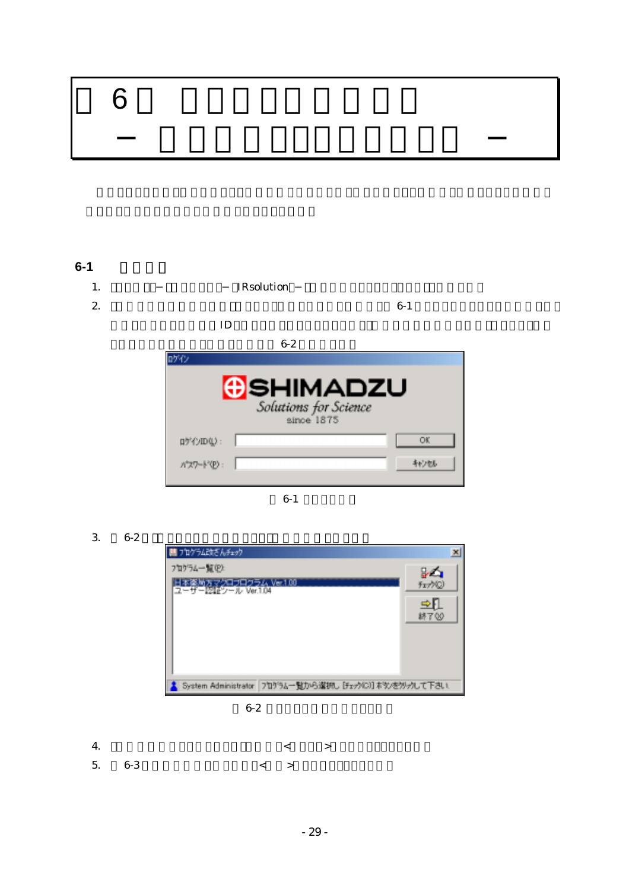# 6

## − −

## 6-1

1. − − IRsolution −
2. 6-1 ID 6-2

ログイン

SHIMADZU
Solutions for Science
since 1875

ログインID(L):

パスワード(P):

OK

キャンセル

6-1

3. 6-2

プログラム改ざんチェック

プログラム一覧(P):

日本薬局方マクロプログラム Ver.1.00
ユーザー認証ツール Ver.1.04

チェック(C)

終了(X)

System Administrator　プログラム一覧から選択し［チェック(C)］ボタンをクリックして下さい。

6-2

4. < >
5. 6-3 < >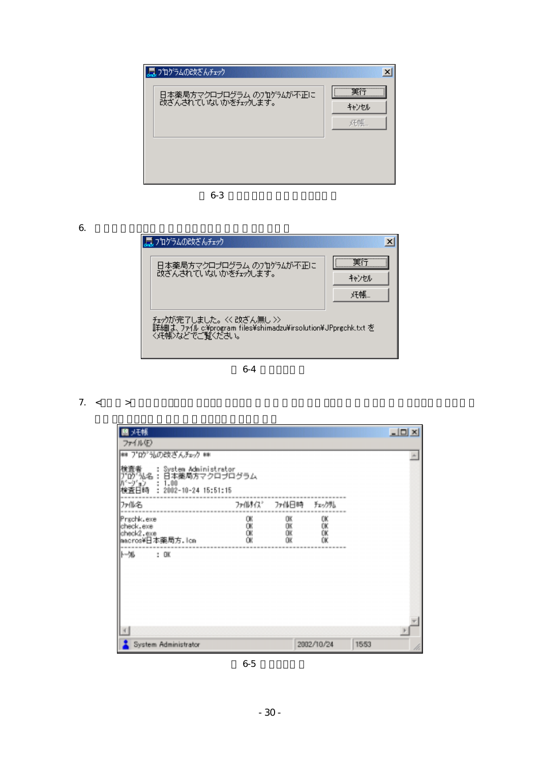プログラムの改ざんチェック

日本薬局方マクロプログラム のプログラムが不正に改ざんされていないかをチェックします。

実行

キャンセル

メモ帳...

□ 6-3 □□□□□□□ □□□□□□□□□ □

6. □□□□□□□□□ □□□□□□□□□□□ □□□ □□□□□ □

プログラムの改ざんチェック

日本薬局方マクロプログラム のプログラムが不正に改ざんされていないかをチェックします。

実行

キャンセル

メモ帳...

チェックが完了しました。<< 改ざん無し >>
詳細は、ファイル c:¥program files¥shimadzu¥irsolution¥JPprgchk.txt を<メモ帳>などでご覧ください。

□ 6-4 □ □□□□□ □

7. <□□□ >□□□□□□□□□□□ □□□□□ □□□□□ □□□□ □□□ □□□□□□ □□□□ □□□ □ □ □□□□□ □□□□ □
□□ □□ □□□□□ □□□ □ □ □□□□□ □□□□ □ □

メモ帳

ファイル(F)

```
** プログラムの改ざんチェック **

検査者      : System Administrator
プログラム名 : 日本薬局方マクロプログラム
バージョン    : 1.00
検査日時     : 2002-10-24 15:51:15
------------------------------------------------------------
ファイル名                  ファイルサイズ  ファイル日時  チェックサム
------------------------------------------------------------
Prgchk.exe                  OK          OK          OK
check.exe                   OK          OK          OK
check2.exe                  OK          OK          OK
macros¥日本薬局方.lcm         OK          OK          OK
------------------------------------------------------------
トータル   : OK
```

System Administrator | 2002/10/24 | 15:53

□ 6-5 □ □□□□□ □